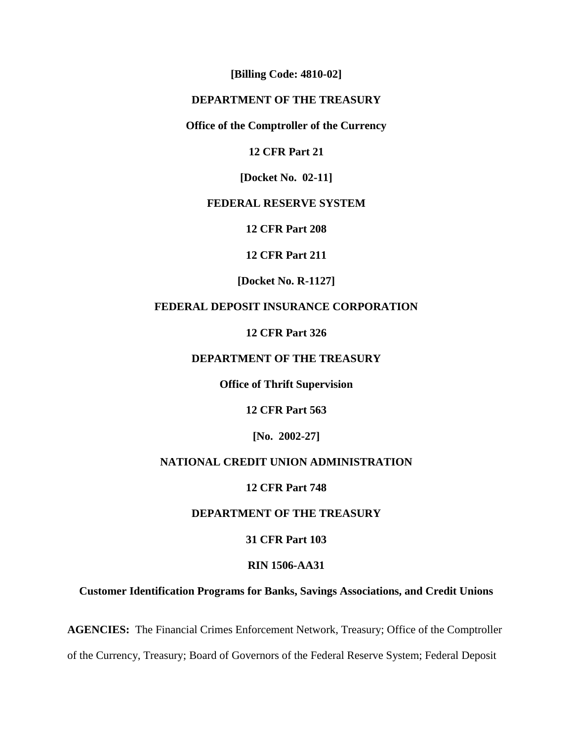**[Billing Code: 4810-02]**

**DEPARTMENT OF THE TREASURY**

**Office of the Comptroller of the Currency**

**12 CFR Part 21**

**[Docket No. 02-11]**

**FEDERAL RESERVE SYSTEM**

**12 CFR Part 208**

**12 CFR Part 211**

**[Docket No. R-1127]**

**FEDERAL DEPOSIT INSURANCE CORPORATION**

**12 CFR Part 326**

**DEPARTMENT OF THE TREASURY**

**Office of Thrift Supervision**

**12 CFR Part 563**

**[No. 2002-27]**

**NATIONAL CREDIT UNION ADMINISTRATION**

**12 CFR Part 748**

**DEPARTMENT OF THE TREASURY**

**31 CFR Part 103**

**RIN 1506-AA31**

**Customer Identification Programs for Banks, Savings Associations, and Credit Unions**

**AGENCIES:** The Financial Crimes Enforcement Network, Treasury; Office of the Comptroller of the Currency, Treasury; Board of Governors of the Federal Reserve System; Federal Deposit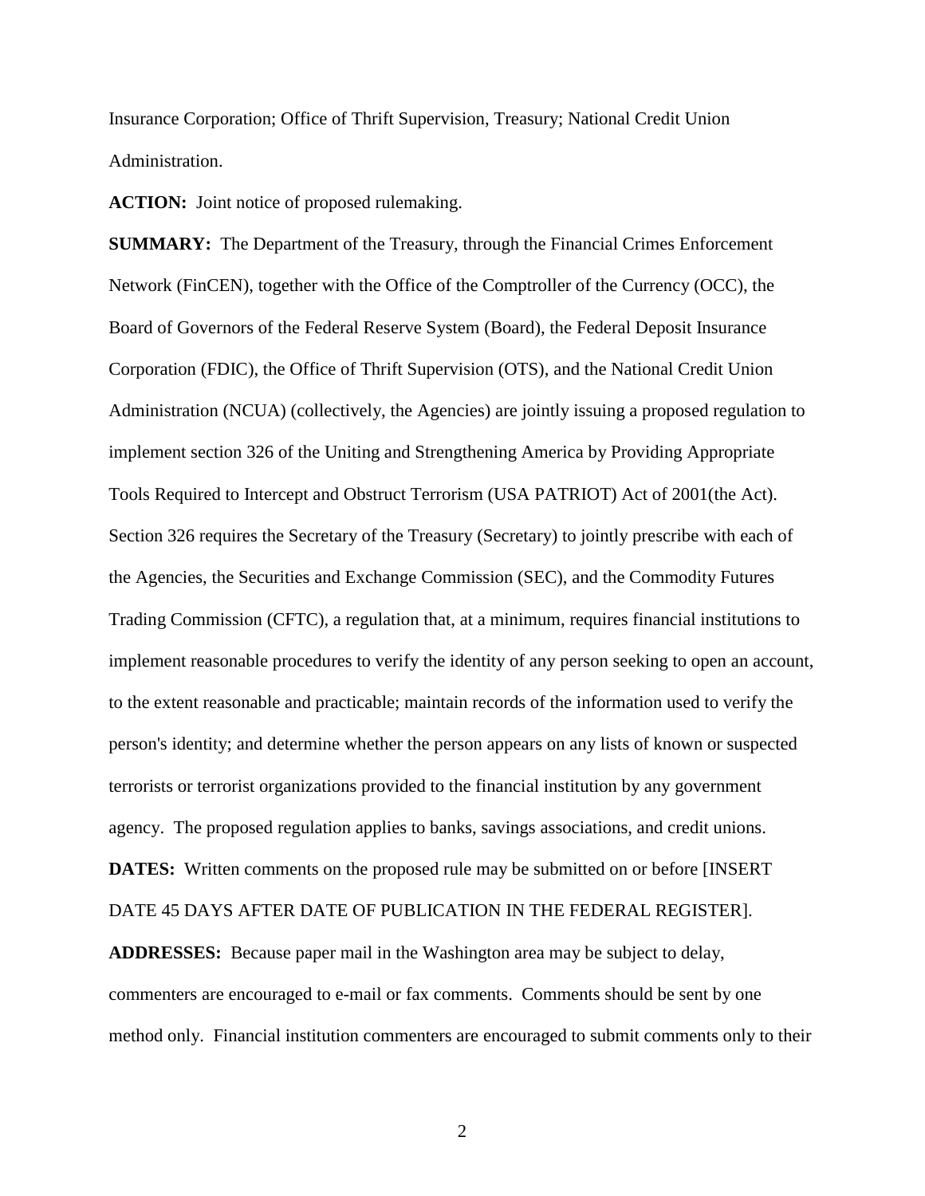Insurance Corporation; Office of Thrift Supervision, Treasury; National Credit Union Administration.

**ACTION:** Joint notice of proposed rulemaking.

**SUMMARY:** The Department of the Treasury, through the Financial Crimes Enforcement Network (FinCEN), together with the Office of the Comptroller of the Currency (OCC), the Board of Governors of the Federal Reserve System (Board), the Federal Deposit Insurance Corporation (FDIC), the Office of Thrift Supervision (OTS), and the National Credit Union Administration (NCUA) (collectively, the Agencies) are jointly issuing a proposed regulation to implement section 326 of the Uniting and Strengthening America by Providing Appropriate Tools Required to Intercept and Obstruct Terrorism (USA PATRIOT) Act of 2001(the Act). Section 326 requires the Secretary of the Treasury (Secretary) to jointly prescribe with each of the Agencies, the Securities and Exchange Commission (SEC), and the Commodity Futures Trading Commission (CFTC), a regulation that, at a minimum, requires financial institutions to implement reasonable procedures to verify the identity of any person seeking to open an account, to the extent reasonable and practicable; maintain records of the information used to verify the person's identity; and determine whether the person appears on any lists of known or suspected terrorists or terrorist organizations provided to the financial institution by any government agency. The proposed regulation applies to banks, savings associations, and credit unions.

**DATES:** Written comments on the proposed rule may be submitted on or before [INSERT DATE 45 DAYS AFTER DATE OF PUBLICATION IN THE FEDERAL REGISTER].

**ADDRESSES:** Because paper mail in the Washington area may be subject to delay, commenters are encouraged to e-mail or fax comments. Comments should be sent by one method only. Financial institution commenters are encouraged to submit comments only to their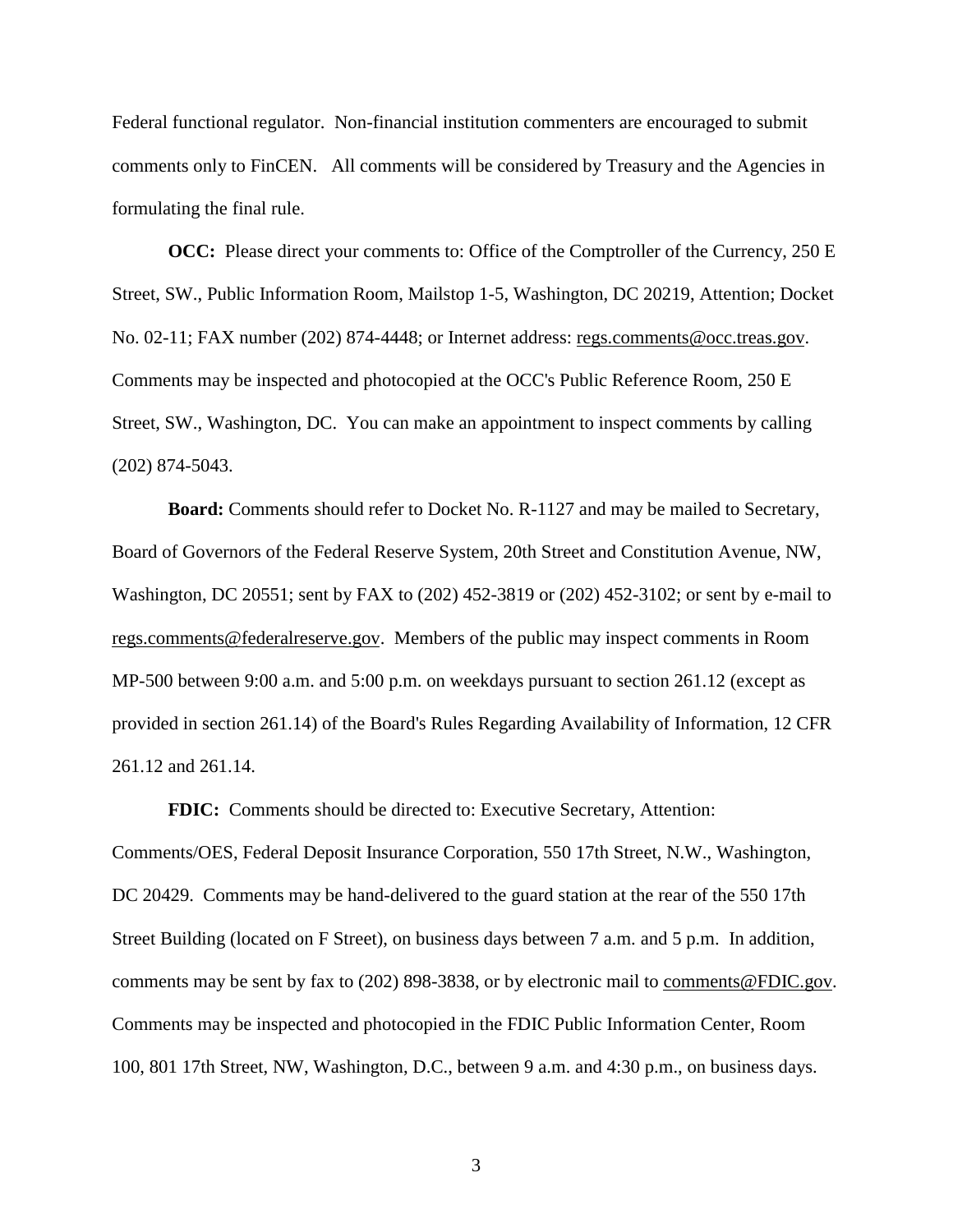Federal functional regulator. Non-financial institution commenters are encouraged to submit comments only to FinCEN. All comments will be considered by Treasury and the Agencies in formulating the final rule.

**OCC:** Please direct your comments to: Office of the Comptroller of the Currency, 250 E Street, SW., Public Information Room, Mailstop 1-5, Washington, DC 20219, Attention; Docket No. 02-11; FAX number (202) 874-4448; or Internet address: regs.comments@occ.treas.gov. Comments may be inspected and photocopied at the OCC's Public Reference Room, 250 E Street, SW., Washington, DC. You can make an appointment to inspect comments by calling (202) 874-5043.

**Board:** Comments should refer to Docket No. R-1127 and may be mailed to Secretary, Board of Governors of the Federal Reserve System, 20th Street and Constitution Avenue, NW, Washington, DC 20551; sent by FAX to (202) 452-3819 or (202) 452-3102; or sent by e-mail to regs.comments@federalreserve.gov. Members of the public may inspect comments in Room MP-500 between 9:00 a.m. and 5:00 p.m. on weekdays pursuant to section 261.12 (except as provided in section 261.14) of the Board's Rules Regarding Availability of Information, 12 CFR 261.12 and 261.14.

**FDIC:** Comments should be directed to: Executive Secretary, Attention: Comments/OES, Federal Deposit Insurance Corporation, 550 17th Street, N.W., Washington, DC 20429. Comments may be hand-delivered to the guard station at the rear of the 550 17th Street Building (located on F Street), on business days between 7 a.m. and 5 p.m. In addition, comments may be sent by fax to (202) 898-3838, or by electronic mail to comments@FDIC.gov. Comments may be inspected and photocopied in the FDIC Public Information Center, Room 100, 801 17th Street, NW, Washington, D.C., between 9 a.m. and 4:30 p.m., on business days.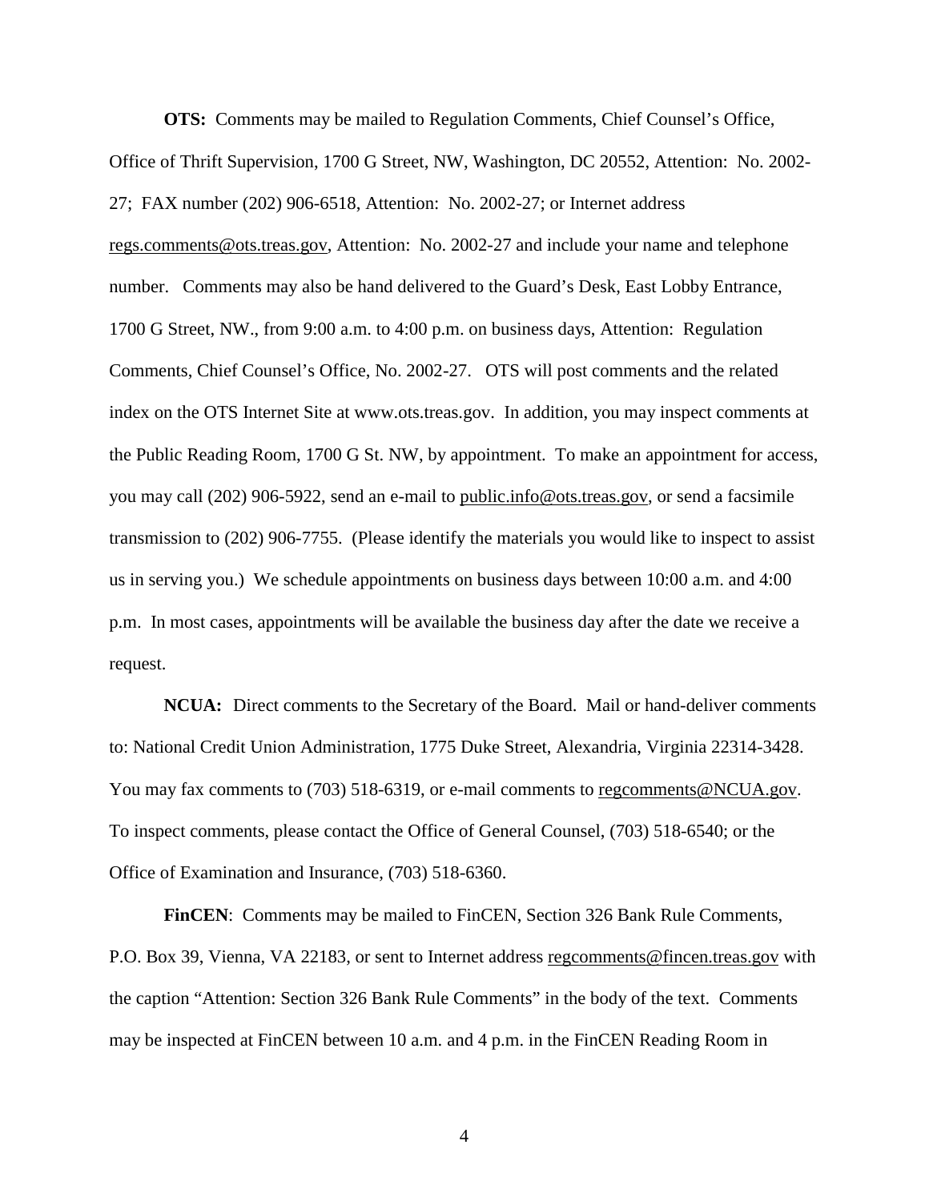**OTS:** Comments may be mailed to Regulation Comments, Chief Counsel's Office, Office of Thrift Supervision, 1700 G Street, NW, Washington, DC 20552, Attention: No. 2002-27; FAX number (202) 906-6518, Attention: No. 2002-27; or Internet address regs.comments@ots.treas.gov, Attention: No. 2002-27 and include your name and telephone number. Comments may also be hand delivered to the Guard's Desk, East Lobby Entrance, 1700 G Street, NW., from 9:00 a.m. to 4:00 p.m. on business days, Attention: Regulation Comments, Chief Counsel's Office, No. 2002-27. OTS will post comments and the related index on the OTS Internet Site at www.ots.treas.gov. In addition, you may inspect comments at the Public Reading Room, 1700 G St. NW, by appointment. To make an appointment for access, you may call (202) 906-5922, send an e-mail to public.info@ots.treas.gov, or send a facsimile transmission to (202) 906-7755. (Please identify the materials you would like to inspect to assist us in serving you.) We schedule appointments on business days between 10:00 a.m. and 4:00 p.m. In most cases, appointments will be available the business day after the date we receive a request.

**NCUA:** Direct comments to the Secretary of the Board. Mail or hand-deliver comments to: National Credit Union Administration, 1775 Duke Street, Alexandria, Virginia 22314-3428. You may fax comments to (703) 518-6319, or e-mail comments to regcomments@NCUA.gov. To inspect comments, please contact the Office of General Counsel, (703) 518-6540; or the Office of Examination and Insurance, (703) 518-6360.

**FinCEN**: Comments may be mailed to FinCEN, Section 326 Bank Rule Comments, P.O. Box 39, Vienna, VA 22183, or sent to Internet address regcomments@fincen.treas.gov with the caption "Attention: Section 326 Bank Rule Comments" in the body of the text. Comments may be inspected at FinCEN between 10 a.m. and 4 p.m. in the FinCEN Reading Room in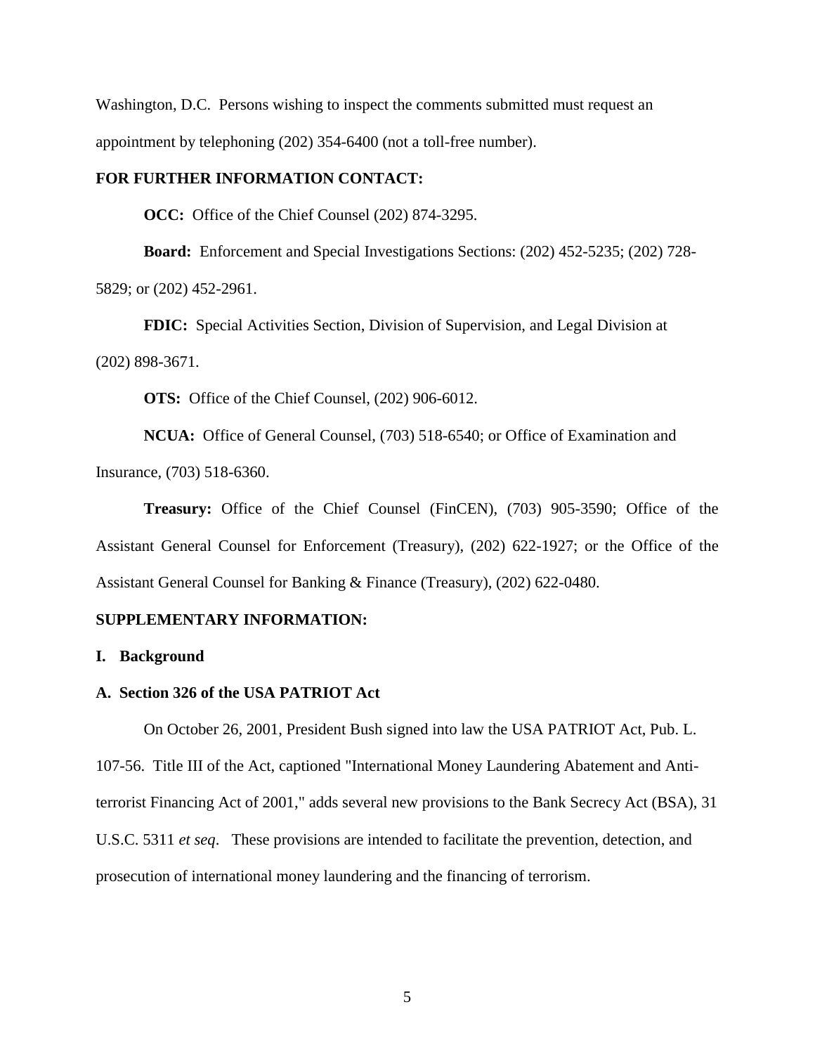Washington, D.C. Persons wishing to inspect the comments submitted must request an appointment by telephoning (202) 354-6400 (not a toll-free number).

**FOR FURTHER INFORMATION CONTACT:**

**OCC:** Office of the Chief Counsel (202) 874-3295.

**Board:** Enforcement and Special Investigations Sections: (202) 452-5235; (202) 728-5829; or (202) 452-2961.

**FDIC:** Special Activities Section, Division of Supervision, and Legal Division at (202) 898-3671.

**OTS:** Office of the Chief Counsel, (202) 906-6012.

**NCUA:** Office of General Counsel, (703) 518-6540; or Office of Examination and Insurance, (703) 518-6360.

**Treasury:** Office of the Chief Counsel (FinCEN), (703) 905-3590; Office of the Assistant General Counsel for Enforcement (Treasury), (202) 622-1927; or the Office of the Assistant General Counsel for Banking & Finance (Treasury), (202) 622-0480.

**SUPPLEMENTARY INFORMATION:**

**I. Background**

**A. Section 326 of the USA PATRIOT Act**

On October 26, 2001, President Bush signed into law the USA PATRIOT Act, Pub. L. 107-56. Title III of the Act, captioned "International Money Laundering Abatement and Anti-terrorist Financing Act of 2001," adds several new provisions to the Bank Secrecy Act (BSA), 31 U.S.C. 5311 *et seq*. These provisions are intended to facilitate the prevention, detection, and prosecution of international money laundering and the financing of terrorism.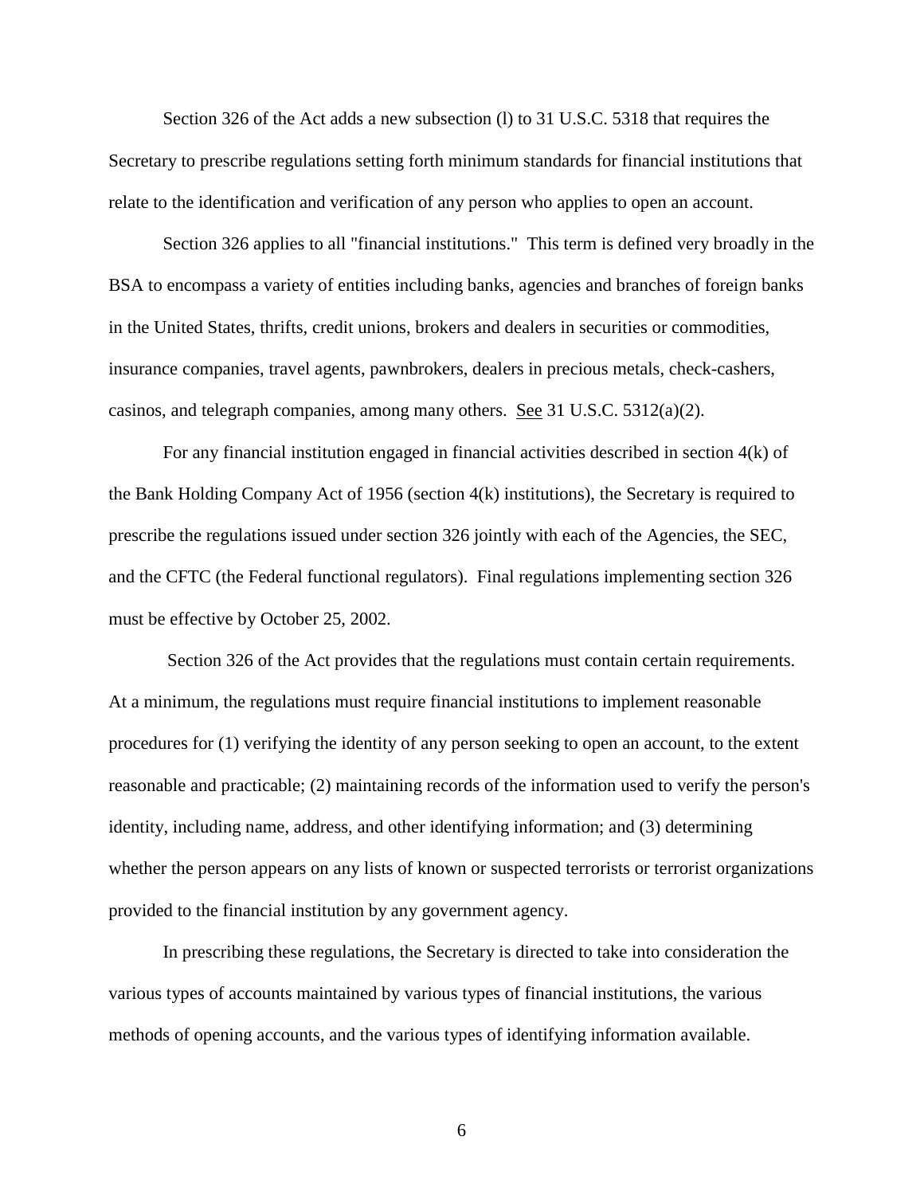Section 326 of the Act adds a new subsection (l) to 31 U.S.C. 5318 that requires the Secretary to prescribe regulations setting forth minimum standards for financial institutions that relate to the identification and verification of any person who applies to open an account.

Section 326 applies to all "financial institutions." This term is defined very broadly in the BSA to encompass a variety of entities including banks, agencies and branches of foreign banks in the United States, thrifts, credit unions, brokers and dealers in securities or commodities, insurance companies, travel agents, pawnbrokers, dealers in precious metals, check-cashers, casinos, and telegraph companies, among many others. See 31 U.S.C. 5312(a)(2).

For any financial institution engaged in financial activities described in section 4(k) of the Bank Holding Company Act of 1956 (section 4(k) institutions), the Secretary is required to prescribe the regulations issued under section 326 jointly with each of the Agencies, the SEC, and the CFTC (the Federal functional regulators). Final regulations implementing section 326 must be effective by October 25, 2002.

Section 326 of the Act provides that the regulations must contain certain requirements. At a minimum, the regulations must require financial institutions to implement reasonable procedures for (1) verifying the identity of any person seeking to open an account, to the extent reasonable and practicable; (2) maintaining records of the information used to verify the person's identity, including name, address, and other identifying information; and (3) determining whether the person appears on any lists of known or suspected terrorists or terrorist organizations provided to the financial institution by any government agency.

In prescribing these regulations, the Secretary is directed to take into consideration the various types of accounts maintained by various types of financial institutions, the various methods of opening accounts, and the various types of identifying information available.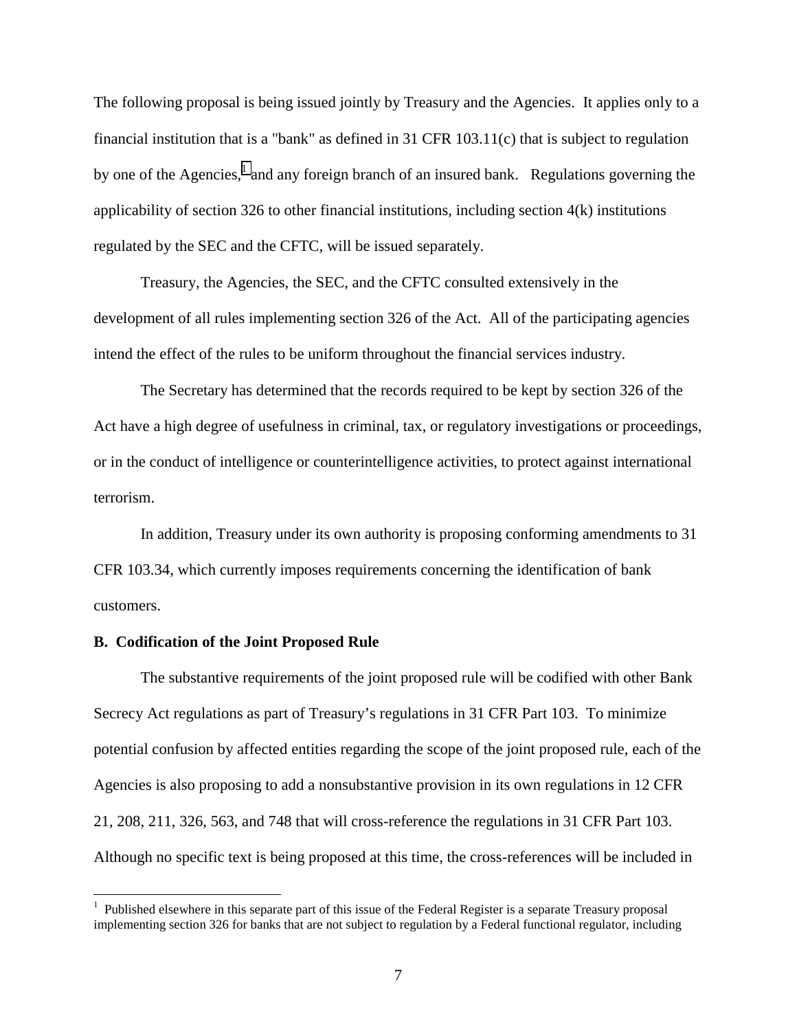The following proposal is being issued jointly by Treasury and the Agencies. It applies only to a financial institution that is a "bank" as defined in 31 CFR 103.11(c) that is subject to regulation by one of the Agencies,[1] and any foreign branch of an insured bank. Regulations governing the applicability of section 326 to other financial institutions, including section 4(k) institutions regulated by the SEC and the CFTC, will be issued separately.

Treasury, the Agencies, the SEC, and the CFTC consulted extensively in the development of all rules implementing section 326 of the Act. All of the participating agencies intend the effect of the rules to be uniform throughout the financial services industry.

The Secretary has determined that the records required to be kept by section 326 of the Act have a high degree of usefulness in criminal, tax, or regulatory investigations or proceedings, or in the conduct of intelligence or counterintelligence activities, to protect against international terrorism.

In addition, Treasury under its own authority is proposing conforming amendments to 31 CFR 103.34, which currently imposes requirements concerning the identification of bank customers.

**B. Codification of the Joint Proposed Rule**

The substantive requirements of the joint proposed rule will be codified with other Bank Secrecy Act regulations as part of Treasury's regulations in 31 CFR Part 103. To minimize potential confusion by affected entities regarding the scope of the joint proposed rule, each of the Agencies is also proposing to add a nonsubstantive provision in its own regulations in 12 CFR 21, 208, 211, 326, 563, and 748 that will cross-reference the regulations in 31 CFR Part 103. Although no specific text is being proposed at this time, the cross-references will be included in

[1] Published elsewhere in this separate part of this issue of the Federal Register is a separate Treasury proposal implementing section 326 for banks that are not subject to regulation by a Federal functional regulator, including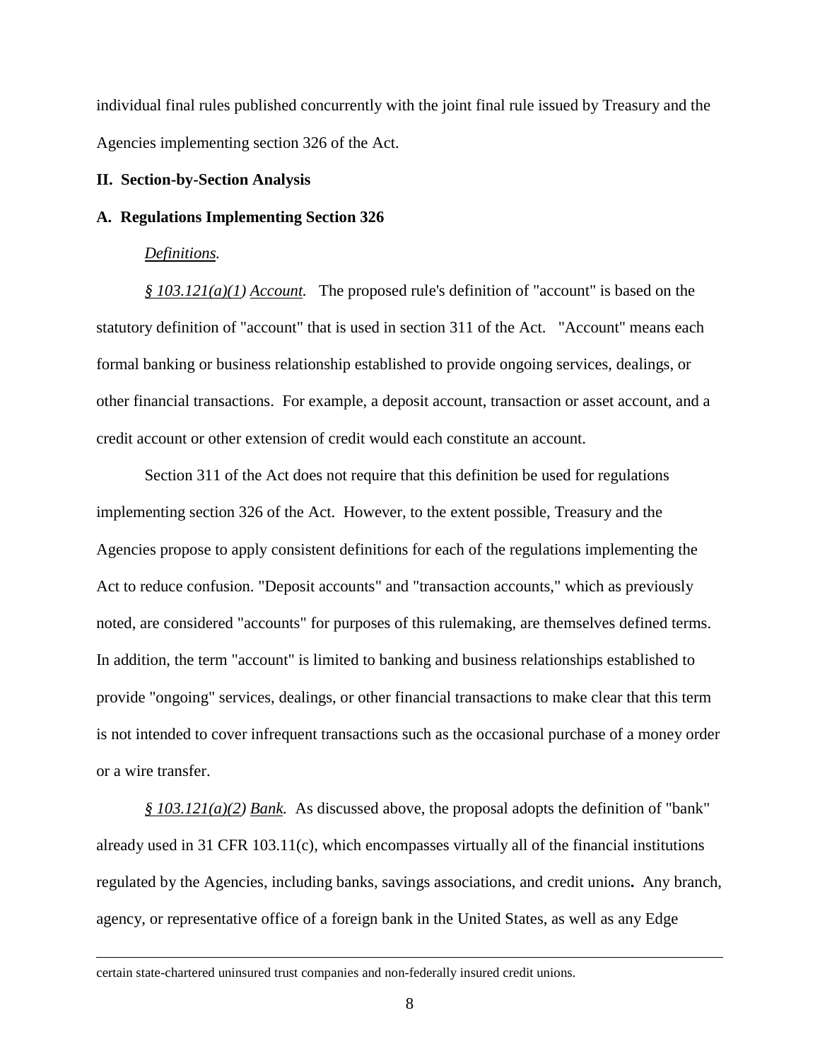individual final rules published concurrently with the joint final rule issued by Treasury and the Agencies implementing section 326 of the Act.

## II. Section-by-Section Analysis

### A. Regulations Implementing Section 326

*Definitions.*

*§ 103.121(a)(1) Account.* The proposed rule's definition of "account" is based on the statutory definition of "account" that is used in section 311 of the Act. "Account" means each formal banking or business relationship established to provide ongoing services, dealings, or other financial transactions. For example, a deposit account, transaction or asset account, and a credit account or other extension of credit would each constitute an account.

Section 311 of the Act does not require that this definition be used for regulations implementing section 326 of the Act. However, to the extent possible, Treasury and the Agencies propose to apply consistent definitions for each of the regulations implementing the Act to reduce confusion. "Deposit accounts" and "transaction accounts," which as previously noted, are considered "accounts" for purposes of this rulemaking, are themselves defined terms. In addition, the term "account" is limited to banking and business relationships established to provide "ongoing" services, dealings, or other financial transactions to make clear that this term is not intended to cover infrequent transactions such as the occasional purchase of a money order or a wire transfer.

*§ 103.121(a)(2) Bank.* As discussed above, the proposal adopts the definition of "bank" already used in 31 CFR 103.11(c), which encompasses virtually all of the financial institutions regulated by the Agencies, including banks, savings associations, and credit unions. Any branch, agency, or representative office of a foreign bank in the United States, as well as any Edge

---

certain state-chartered uninsured trust companies and non-federally insured credit unions.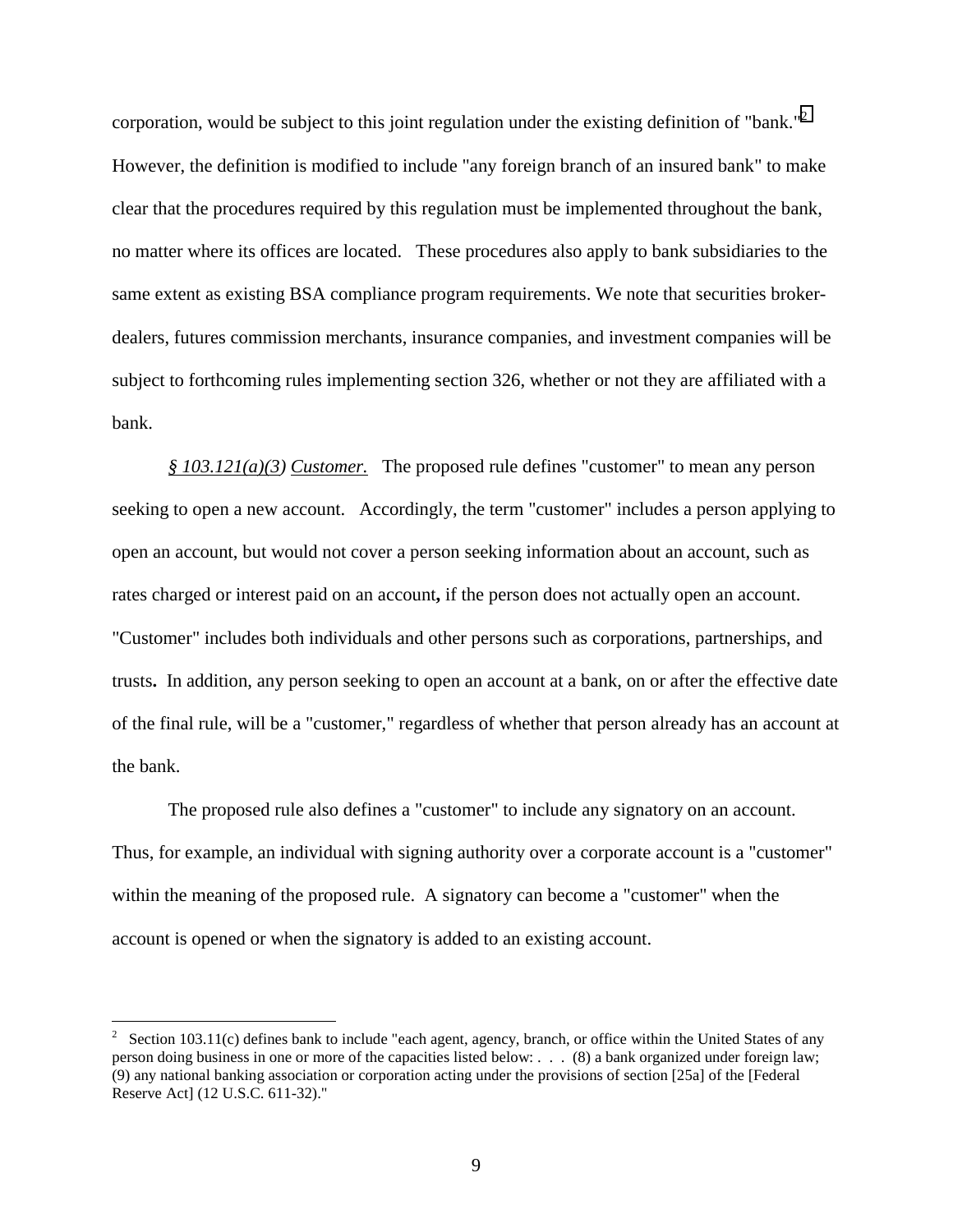corporation, would be subject to this joint regulation under the existing definition of "bank."[2] However, the definition is modified to include "any foreign branch of an insured bank" to make clear that the procedures required by this regulation must be implemented throughout the bank, no matter where its offices are located. These procedures also apply to bank subsidiaries to the same extent as existing BSA compliance program requirements. We note that securities broker-dealers, futures commission merchants, insurance companies, and investment companies will be subject to forthcoming rules implementing section 326, whether or not they are affiliated with a bank.

*§ 103.121(a)(3)* Customer. The proposed rule defines "customer" to mean any person seeking to open a new account. Accordingly, the term "customer" includes a person applying to open an account, but would not cover a person seeking information about an account, such as rates charged or interest paid on an account**,** if the person does not actually open an account. "Customer" includes both individuals and other persons such as corporations, partnerships, and trusts**.** In addition, any person seeking to open an account at a bank, on or after the effective date of the final rule, will be a "customer," regardless of whether that person already has an account at the bank.

The proposed rule also defines a "customer" to include any signatory on an account. Thus, for example, an individual with signing authority over a corporate account is a "customer" within the meaning of the proposed rule. A signatory can become a "customer" when the account is opened or when the signatory is added to an existing account.

---

[2] Section 103.11(c) defines bank to include "each agent, agency, branch, or office within the United States of any person doing business in one or more of the capacities listed below: . . . (8) a bank organized under foreign law; (9) any national banking association or corporation acting under the provisions of section [25a] of the [Federal Reserve Act] (12 U.S.C. 611-32)."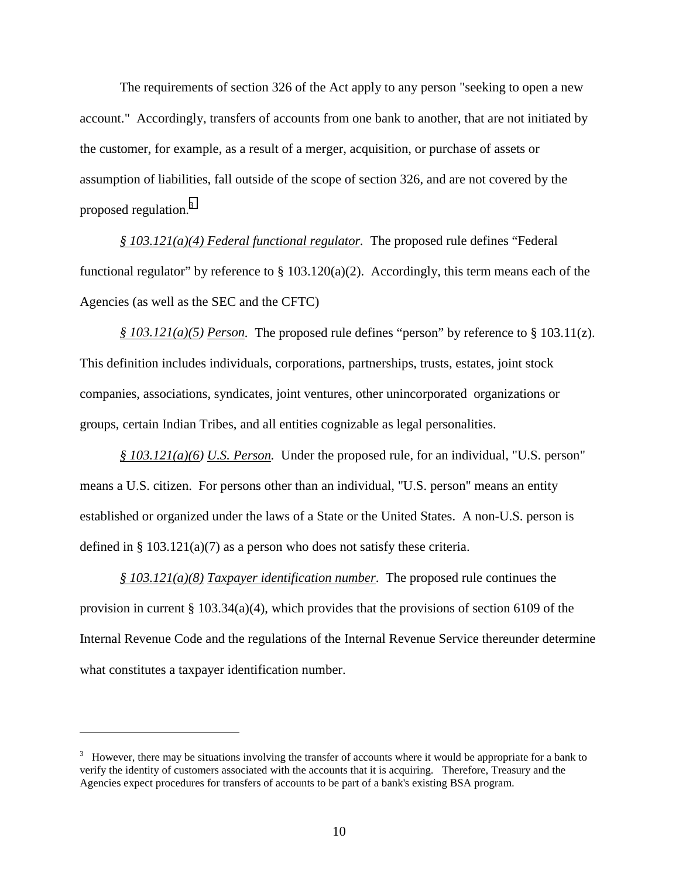The requirements of section 326 of the Act apply to any person "seeking to open a new account." Accordingly, transfers of accounts from one bank to another, that are not initiated by the customer, for example, as a result of a merger, acquisition, or purchase of assets or assumption of liabilities, fall outside of the scope of section 326, and are not covered by the proposed regulation.[3]

*§ 103.121(a)(4) Federal functional regulator.* The proposed rule defines "Federal functional regulator" by reference to § 103.120(a)(2). Accordingly, this term means each of the Agencies (as well as the SEC and the CFTC)

*§ 103.121(a)(5) Person.* The proposed rule defines "person" by reference to § 103.11(z). This definition includes individuals, corporations, partnerships, trusts, estates, joint stock companies, associations, syndicates, joint ventures, other unincorporated organizations or groups, certain Indian Tribes, and all entities cognizable as legal personalities.

*§ 103.121(a)(6) U.S. Person.* Under the proposed rule, for an individual, "U.S. person" means a U.S. citizen. For persons other than an individual, "U.S. person" means an entity established or organized under the laws of a State or the United States. A non-U.S. person is defined in § 103.121(a)(7) as a person who does not satisfy these criteria.

*§ 103.121(a)(8) Taxpayer identification number.* The proposed rule continues the provision in current § 103.34(a)(4), which provides that the provisions of section 6109 of the Internal Revenue Code and the regulations of the Internal Revenue Service thereunder determine what constitutes a taxpayer identification number.

---

[3] However, there may be situations involving the transfer of accounts where it would be appropriate for a bank to verify the identity of customers associated with the accounts that it is acquiring. Therefore, Treasury and the Agencies expect procedures for transfers of accounts to be part of a bank's existing BSA program.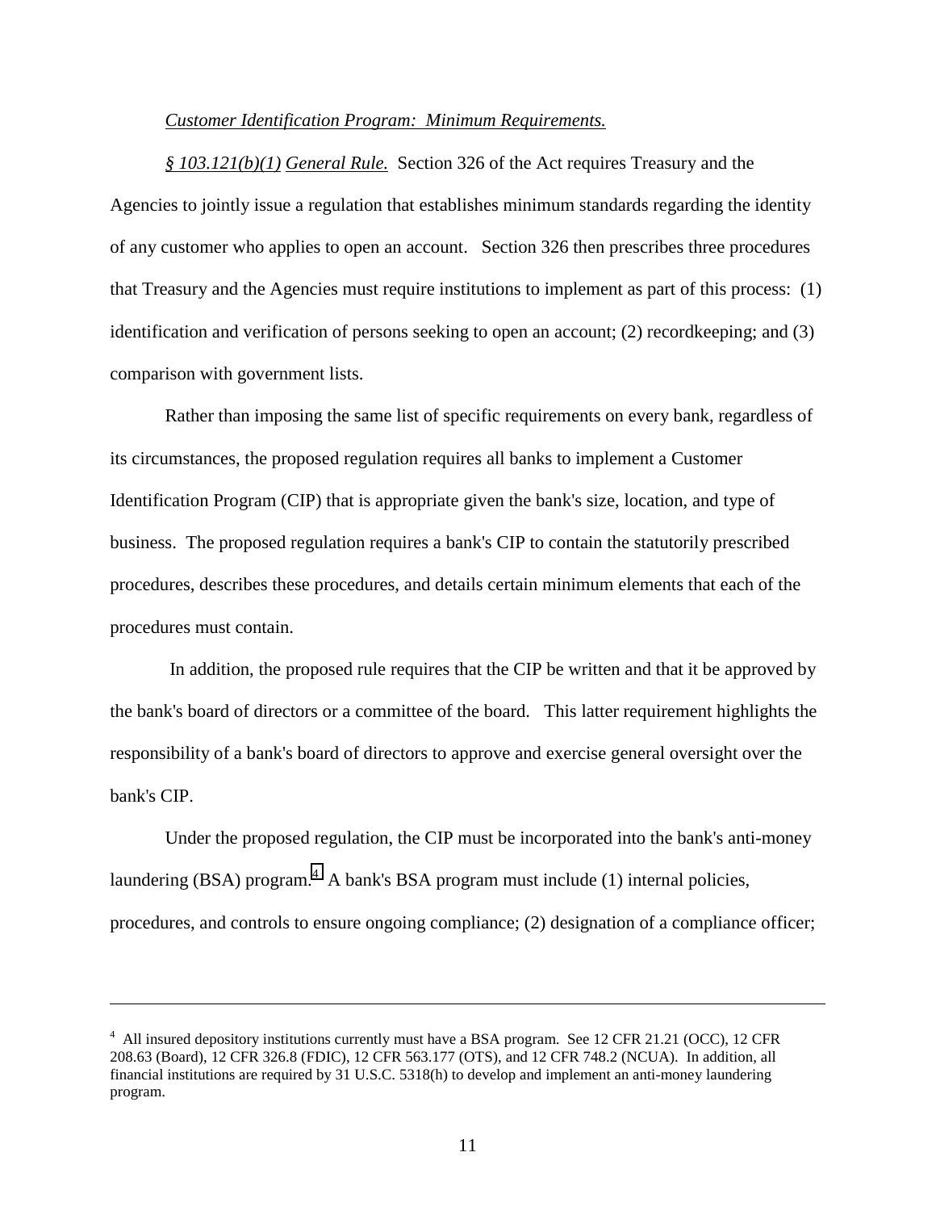*Customer Identification Program: Minimum Requirements.*

*§ 103.121(b)(1) General Rule.* Section 326 of the Act requires Treasury and the Agencies to jointly issue a regulation that establishes minimum standards regarding the identity of any customer who applies to open an account. Section 326 then prescribes three procedures that Treasury and the Agencies must require institutions to implement as part of this process: (1) identification and verification of persons seeking to open an account; (2) recordkeeping; and (3) comparison with government lists.

Rather than imposing the same list of specific requirements on every bank, regardless of its circumstances, the proposed regulation requires all banks to implement a Customer Identification Program (CIP) that is appropriate given the bank's size, location, and type of business. The proposed regulation requires a bank's CIP to contain the statutorily prescribed procedures, describes these procedures, and details certain minimum elements that each of the procedures must contain.

In addition, the proposed rule requires that the CIP be written and that it be approved by the bank's board of directors or a committee of the board. This latter requirement highlights the responsibility of a bank's board of directors to approve and exercise general oversight over the bank's CIP.

Under the proposed regulation, the CIP must be incorporated into the bank's anti-money laundering (BSA) program.[4] A bank's BSA program must include (1) internal policies, procedures, and controls to ensure ongoing compliance; (2) designation of a compliance officer;

---

[4] All insured depository institutions currently must have a BSA program. See 12 CFR 21.21 (OCC), 12 CFR 208.63 (Board), 12 CFR 326.8 (FDIC), 12 CFR 563.177 (OTS), and 12 CFR 748.2 (NCUA). In addition, all financial institutions are required by 31 U.S.C. 5318(h) to develop and implement an anti-money laundering program.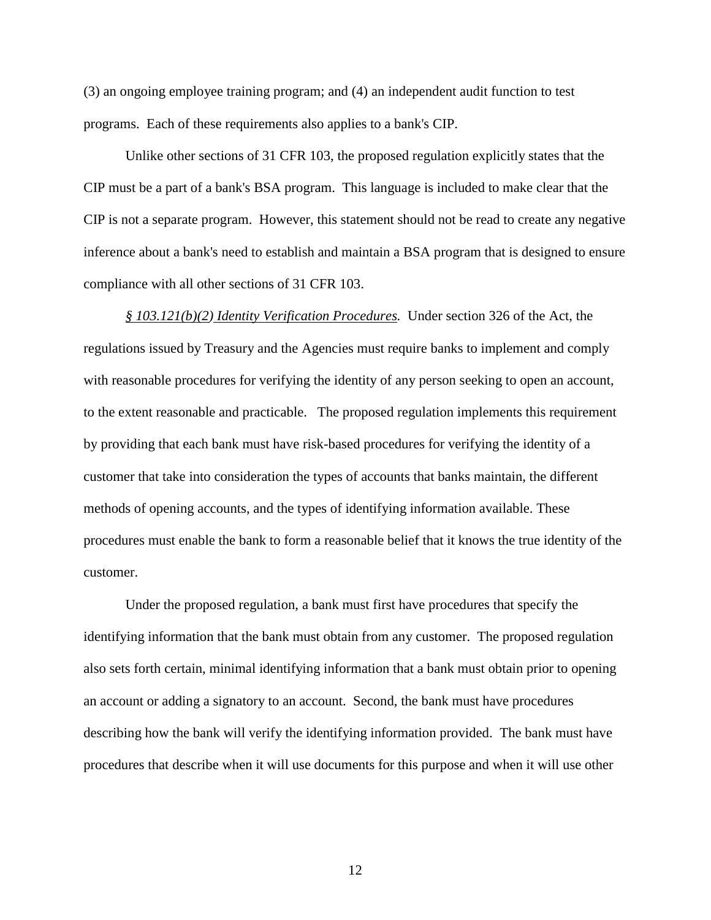(3) an ongoing employee training program; and (4) an independent audit function to test programs. Each of these requirements also applies to a bank's CIP.

Unlike other sections of 31 CFR 103, the proposed regulation explicitly states that the CIP must be a part of a bank's BSA program. This language is included to make clear that the CIP is not a separate program. However, this statement should not be read to create any negative inference about a bank's need to establish and maintain a BSA program that is designed to ensure compliance with all other sections of 31 CFR 103.

*§ 103.121(b)(2) Identity Verification Procedures.* Under section 326 of the Act, the regulations issued by Treasury and the Agencies must require banks to implement and comply with reasonable procedures for verifying the identity of any person seeking to open an account, to the extent reasonable and practicable. The proposed regulation implements this requirement by providing that each bank must have risk-based procedures for verifying the identity of a customer that take into consideration the types of accounts that banks maintain, the different methods of opening accounts, and the types of identifying information available. These procedures must enable the bank to form a reasonable belief that it knows the true identity of the customer.

Under the proposed regulation, a bank must first have procedures that specify the identifying information that the bank must obtain from any customer. The proposed regulation also sets forth certain, minimal identifying information that a bank must obtain prior to opening an account or adding a signatory to an account. Second, the bank must have procedures describing how the bank will verify the identifying information provided. The bank must have procedures that describe when it will use documents for this purpose and when it will use other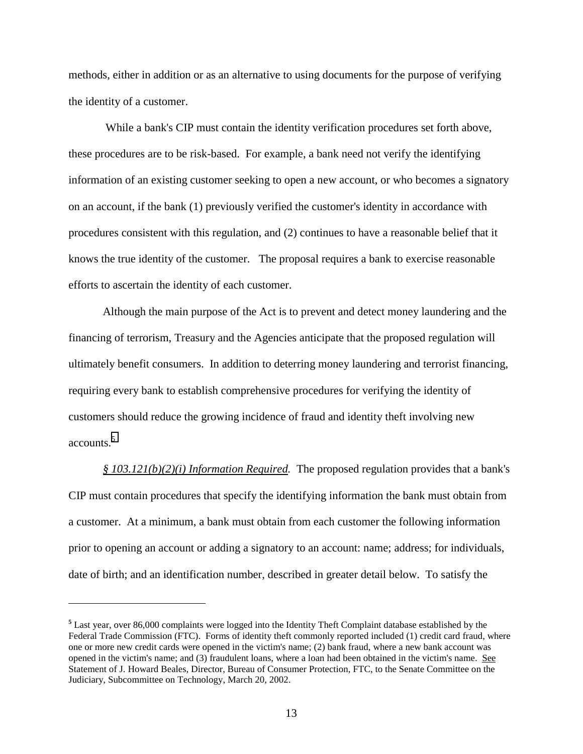methods, either in addition or as an alternative to using documents for the purpose of verifying the identity of a customer.

While a bank's CIP must contain the identity verification procedures set forth above, these procedures are to be risk-based. For example, a bank need not verify the identifying information of an existing customer seeking to open a new account, or who becomes a signatory on an account, if the bank (1) previously verified the customer's identity in accordance with procedures consistent with this regulation, and (2) continues to have a reasonable belief that it knows the true identity of the customer. The proposal requires a bank to exercise reasonable efforts to ascertain the identity of each customer.

Although the main purpose of the Act is to prevent and detect money laundering and the financing of terrorism, Treasury and the Agencies anticipate that the proposed regulation will ultimately benefit consumers. In addition to deterring money laundering and terrorist financing, requiring every bank to establish comprehensive procedures for verifying the identity of customers should reduce the growing incidence of fraud and identity theft involving new accounts.[5]

*§ 103.121(b)(2)(i) Information Required.* The proposed regulation provides that a bank's CIP must contain procedures that specify the identifying information the bank must obtain from a customer. At a minimum, a bank must obtain from each customer the following information prior to opening an account or adding a signatory to an account: name; address; for individuals, date of birth; and an identification number, described in greater detail below. To satisfy the

---

[5] Last year, over 86,000 complaints were logged into the Identity Theft Complaint database established by the Federal Trade Commission (FTC). Forms of identity theft commonly reported included (1) credit card fraud, where one or more new credit cards were opened in the victim's name; (2) bank fraud, where a new bank account was opened in the victim's name; and (3) fraudulent loans, where a loan had been obtained in the victim's name. See Statement of J. Howard Beales, Director, Bureau of Consumer Protection, FTC, to the Senate Committee on the Judiciary, Subcommittee on Technology, March 20, 2002.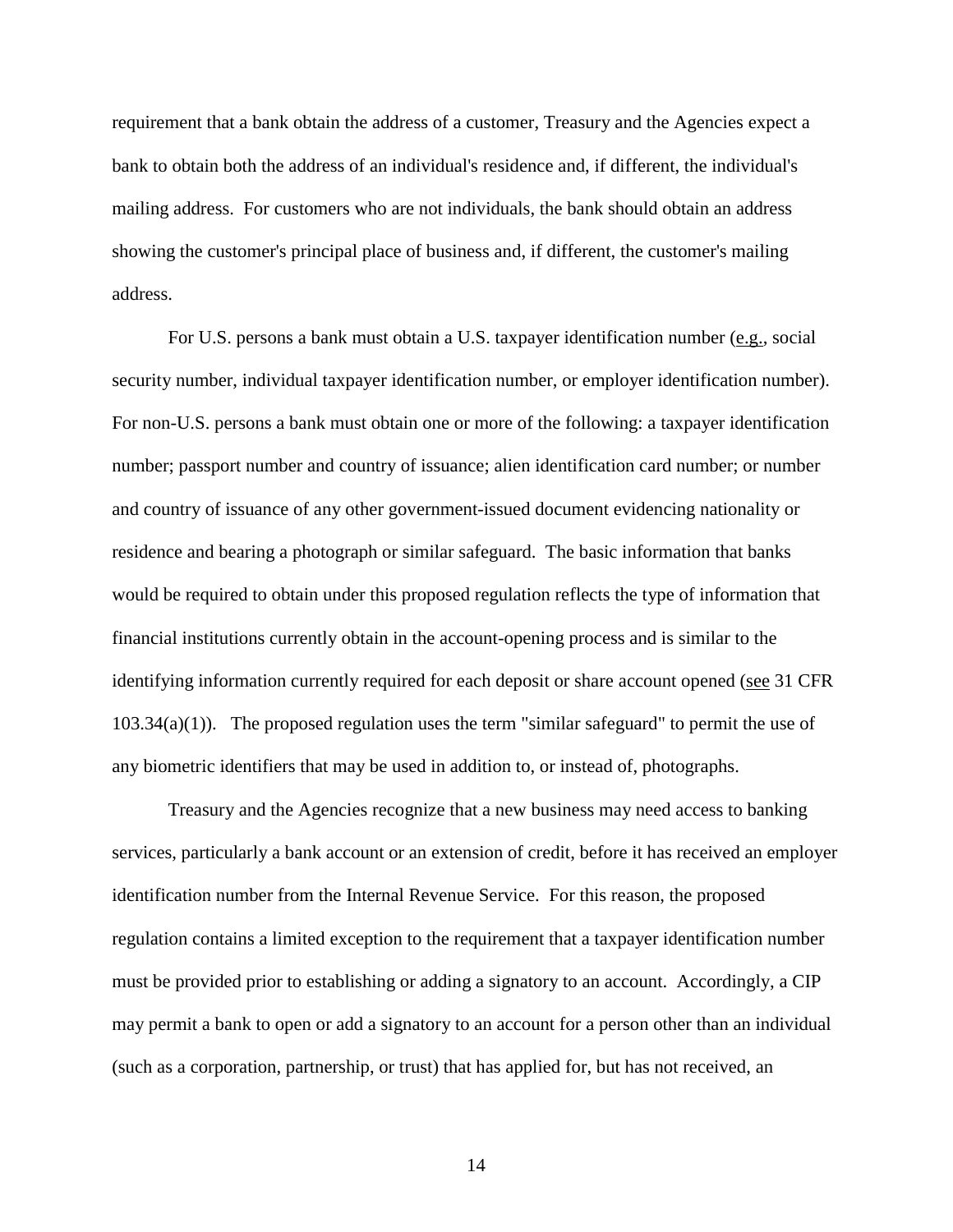requirement that a bank obtain the address of a customer, Treasury and the Agencies expect a bank to obtain both the address of an individual's residence and, if different, the individual's mailing address. For customers who are not individuals, the bank should obtain an address showing the customer's principal place of business and, if different, the customer's mailing address.

For U.S. persons a bank must obtain a U.S. taxpayer identification number (e.g., social security number, individual taxpayer identification number, or employer identification number). For non-U.S. persons a bank must obtain one or more of the following: a taxpayer identification number; passport number and country of issuance; alien identification card number; or number and country of issuance of any other government-issued document evidencing nationality or residence and bearing a photograph or similar safeguard. The basic information that banks would be required to obtain under this proposed regulation reflects the type of information that financial institutions currently obtain in the account-opening process and is similar to the identifying information currently required for each deposit or share account opened (see 31 CFR 103.34(a)(1)). The proposed regulation uses the term "similar safeguard" to permit the use of any biometric identifiers that may be used in addition to, or instead of, photographs.

Treasury and the Agencies recognize that a new business may need access to banking services, particularly a bank account or an extension of credit, before it has received an employer identification number from the Internal Revenue Service. For this reason, the proposed regulation contains a limited exception to the requirement that a taxpayer identification number must be provided prior to establishing or adding a signatory to an account. Accordingly, a CIP may permit a bank to open or add a signatory to an account for a person other than an individual (such as a corporation, partnership, or trust) that has applied for, but has not received, an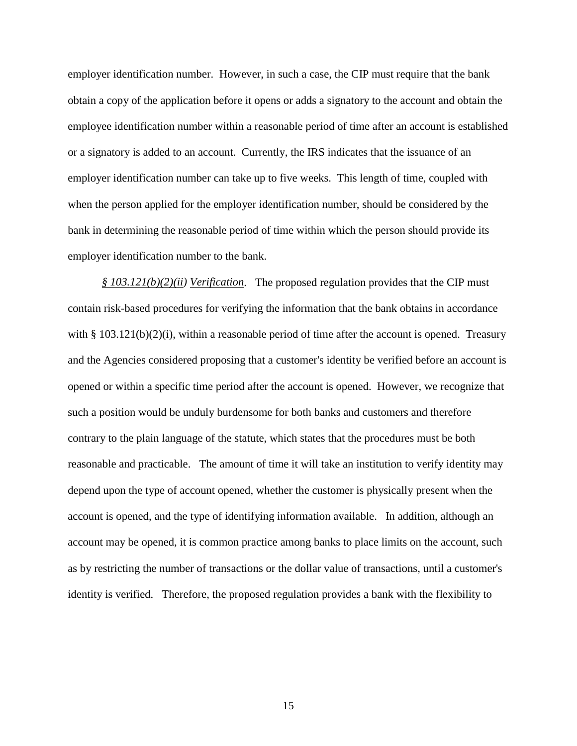employer identification number. However, in such a case, the CIP must require that the bank obtain a copy of the application before it opens or adds a signatory to the account and obtain the employee identification number within a reasonable period of time after an account is established or a signatory is added to an account. Currently, the IRS indicates that the issuance of an employer identification number can take up to five weeks. This length of time, coupled with when the person applied for the employer identification number, should be considered by the bank in determining the reasonable period of time within which the person should provide its employer identification number to the bank.

*§ 103.121(b)(2)(ii) Verification*. The proposed regulation provides that the CIP must contain risk-based procedures for verifying the information that the bank obtains in accordance with § 103.121(b)(2)(i), within a reasonable period of time after the account is opened. Treasury and the Agencies considered proposing that a customer's identity be verified before an account is opened or within a specific time period after the account is opened. However, we recognize that such a position would be unduly burdensome for both banks and customers and therefore contrary to the plain language of the statute, which states that the procedures must be both reasonable and practicable. The amount of time it will take an institution to verify identity may depend upon the type of account opened, whether the customer is physically present when the account is opened, and the type of identifying information available. In addition, although an account may be opened, it is common practice among banks to place limits on the account, such as by restricting the number of transactions or the dollar value of transactions, until a customer's identity is verified. Therefore, the proposed regulation provides a bank with the flexibility to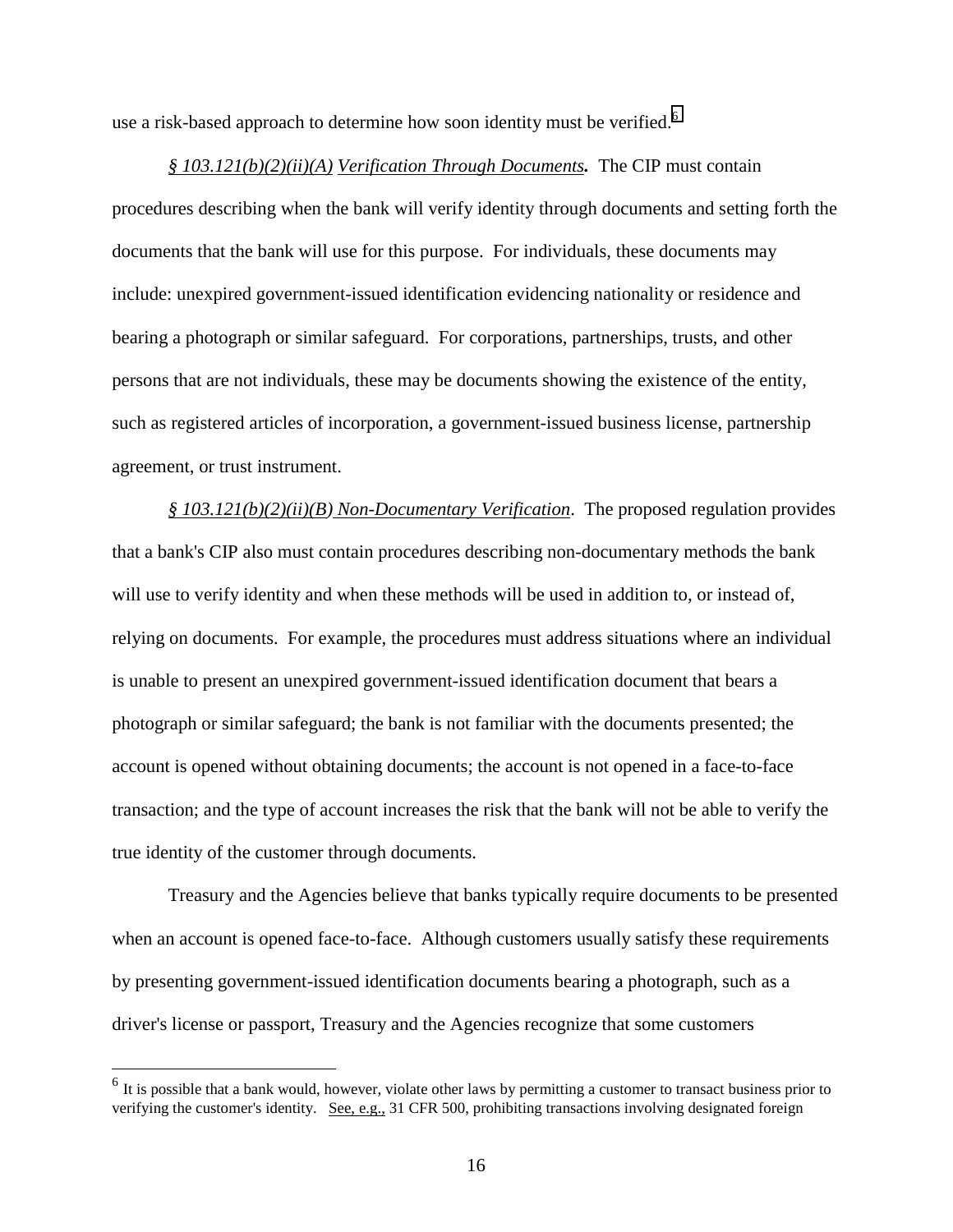use a risk-based approach to determine how soon identity must be verified.[6]

*§ 103.121(b)(2)(ii)(A) Verification Through Documents***.** The CIP must contain procedures describing when the bank will verify identity through documents and setting forth the documents that the bank will use for this purpose. For individuals, these documents may include: unexpired government-issued identification evidencing nationality or residence and bearing a photograph or similar safeguard. For corporations, partnerships, trusts, and other persons that are not individuals, these may be documents showing the existence of the entity, such as registered articles of incorporation, a government-issued business license, partnership agreement, or trust instrument.

*§ 103.121(b)(2)(ii)(B) Non-Documentary Verification*. The proposed regulation provides that a bank's CIP also must contain procedures describing non-documentary methods the bank will use to verify identity and when these methods will be used in addition to, or instead of, relying on documents. For example, the procedures must address situations where an individual is unable to present an unexpired government-issued identification document that bears a photograph or similar safeguard; the bank is not familiar with the documents presented; the account is opened without obtaining documents; the account is not opened in a face-to-face transaction; and the type of account increases the risk that the bank will not be able to verify the true identity of the customer through documents.

Treasury and the Agencies believe that banks typically require documents to be presented when an account is opened face-to-face. Although customers usually satisfy these requirements by presenting government-issued identification documents bearing a photograph, such as a driver's license or passport, Treasury and the Agencies recognize that some customers

---

[6] It is possible that a bank would, however, violate other laws by permitting a customer to transact business prior to verifying the customer's identity. See, e.g., 31 CFR 500, prohibiting transactions involving designated foreign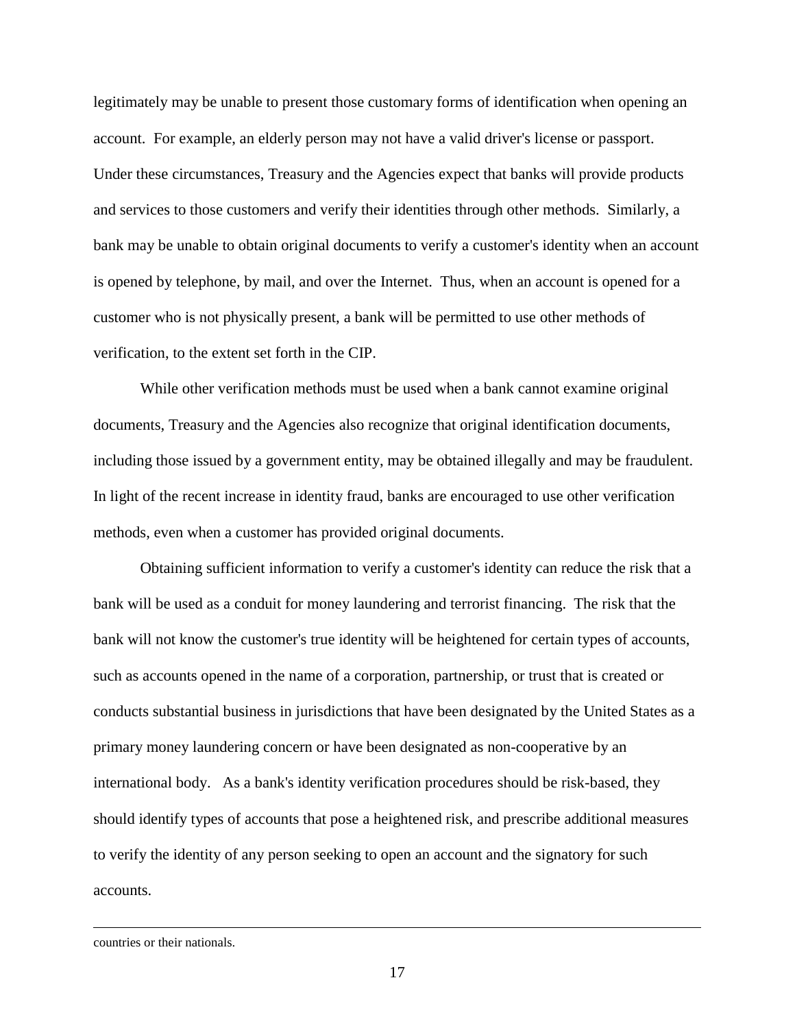legitimately may be unable to present those customary forms of identification when opening an account. For example, an elderly person may not have a valid driver's license or passport. Under these circumstances, Treasury and the Agencies expect that banks will provide products and services to those customers and verify their identities through other methods. Similarly, a bank may be unable to obtain original documents to verify a customer's identity when an account is opened by telephone, by mail, and over the Internet. Thus, when an account is opened for a customer who is not physically present, a bank will be permitted to use other methods of verification, to the extent set forth in the CIP.

While other verification methods must be used when a bank cannot examine original documents, Treasury and the Agencies also recognize that original identification documents, including those issued by a government entity, may be obtained illegally and may be fraudulent. In light of the recent increase in identity fraud, banks are encouraged to use other verification methods, even when a customer has provided original documents.

Obtaining sufficient information to verify a customer's identity can reduce the risk that a bank will be used as a conduit for money laundering and terrorist financing. The risk that the bank will not know the customer's true identity will be heightened for certain types of accounts, such as accounts opened in the name of a corporation, partnership, or trust that is created or conducts substantial business in jurisdictions that have been designated by the United States as a primary money laundering concern or have been designated as non-cooperative by an international body. As a bank's identity verification procedures should be risk-based, they should identify types of accounts that pose a heightened risk, and prescribe additional measures to verify the identity of any person seeking to open an account and the signatory for such accounts.

---

countries or their nationals.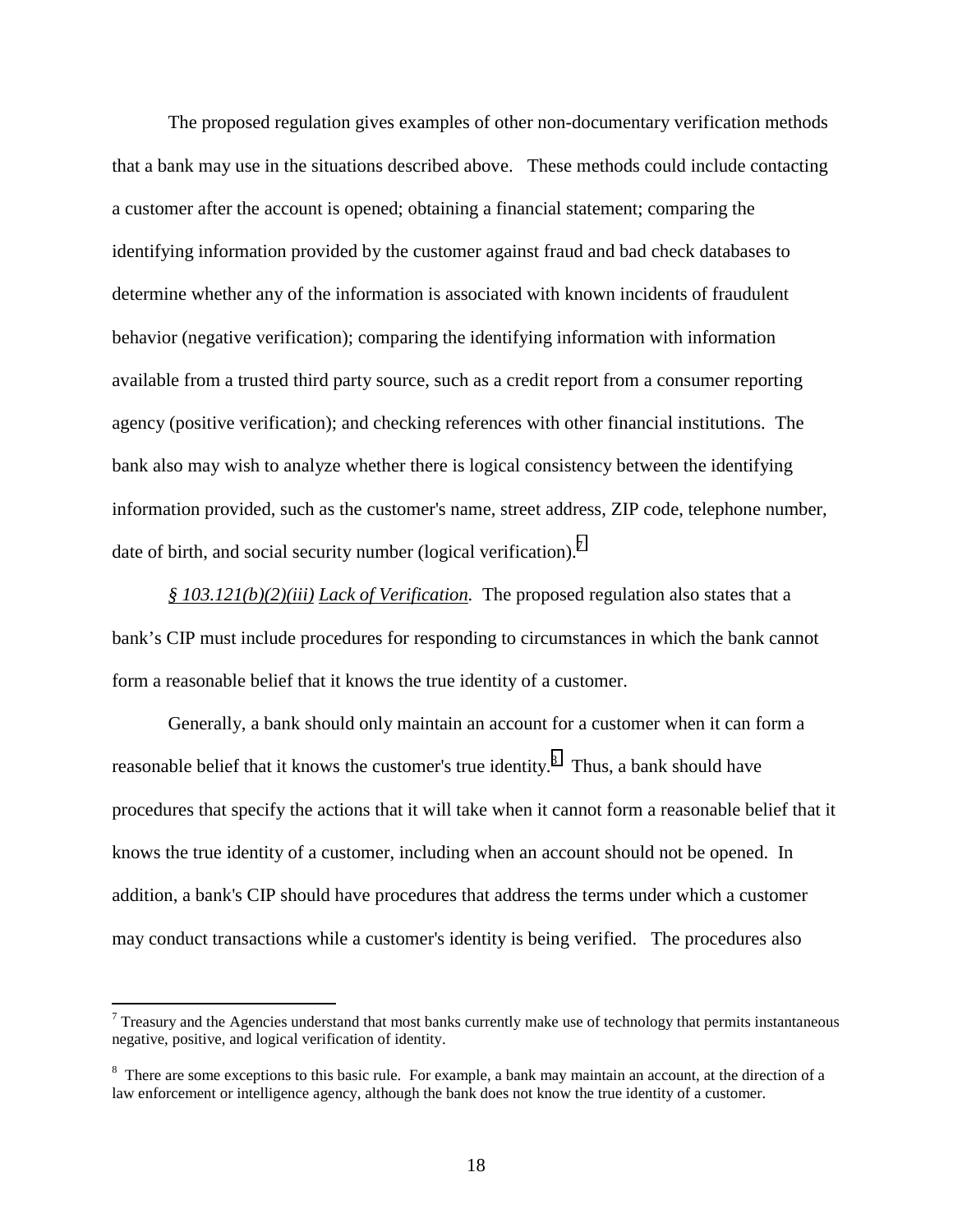The proposed regulation gives examples of other non-documentary verification methods that a bank may use in the situations described above. These methods could include contacting a customer after the account is opened; obtaining a financial statement; comparing the identifying information provided by the customer against fraud and bad check databases to determine whether any of the information is associated with known incidents of fraudulent behavior (negative verification); comparing the identifying information with information available from a trusted third party source, such as a credit report from a consumer reporting agency (positive verification); and checking references with other financial institutions. The bank also may wish to analyze whether there is logical consistency between the identifying information provided, such as the customer's name, street address, ZIP code, telephone number, date of birth, and social security number (logical verification).[7]

*§ 103.121(b)(2)(iii) Lack of Verification.* The proposed regulation also states that a bank's CIP must include procedures for responding to circumstances in which the bank cannot form a reasonable belief that it knows the true identity of a customer.

Generally, a bank should only maintain an account for a customer when it can form a reasonable belief that it knows the customer's true identity.[8] Thus, a bank should have procedures that specify the actions that it will take when it cannot form a reasonable belief that it knows the true identity of a customer, including when an account should not be opened. In addition, a bank's CIP should have procedures that address the terms under which a customer may conduct transactions while a customer's identity is being verified. The procedures also

---

[7] Treasury and the Agencies understand that most banks currently make use of technology that permits instantaneous negative, positive, and logical verification of identity.

[8] There are some exceptions to this basic rule. For example, a bank may maintain an account, at the direction of a law enforcement or intelligence agency, although the bank does not know the true identity of a customer.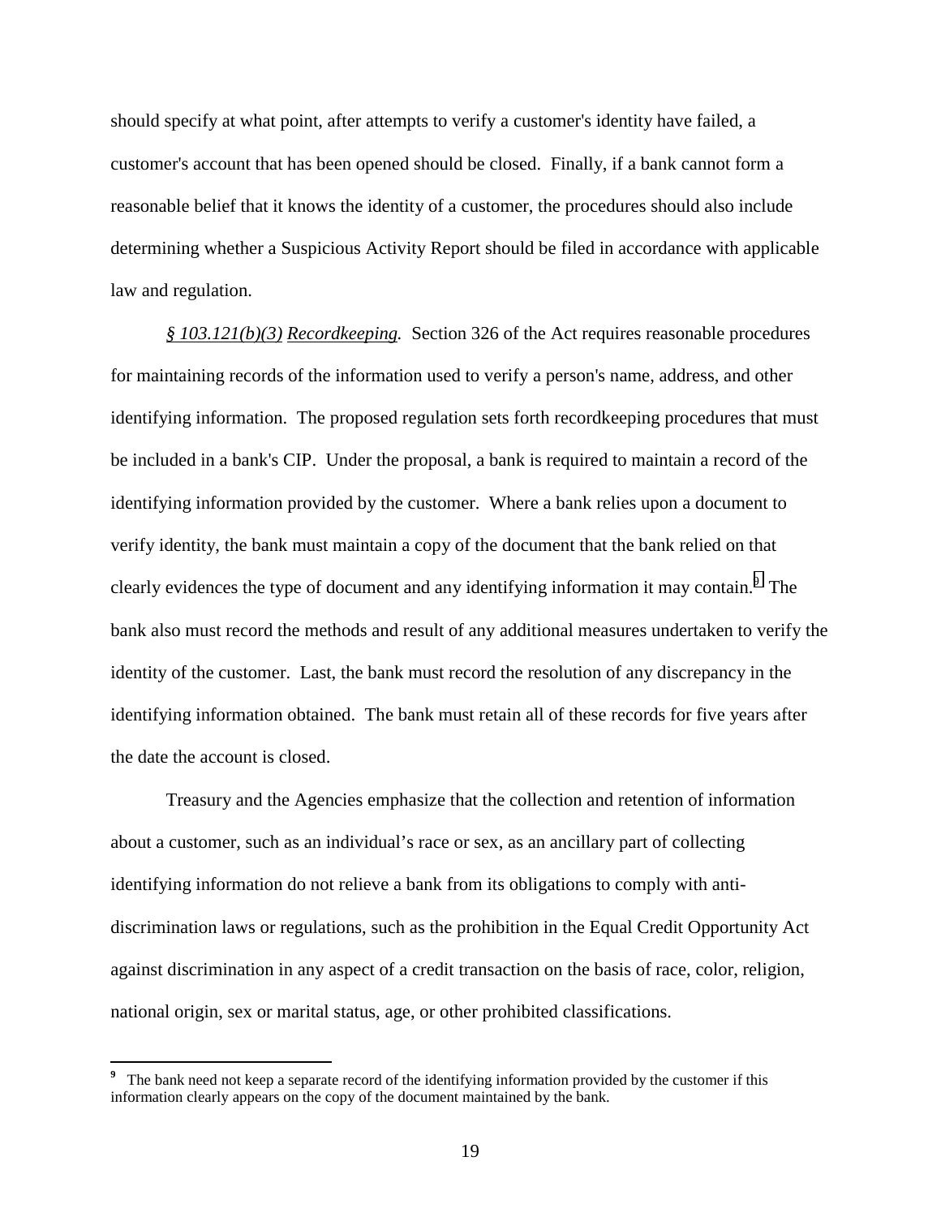should specify at what point, after attempts to verify a customer's identity have failed, a customer's account that has been opened should be closed. Finally, if a bank cannot form a reasonable belief that it knows the identity of a customer, the procedures should also include determining whether a Suspicious Activity Report should be filed in accordance with applicable law and regulation.

*§ 103.121(b)(3)* *Recordkeeping.* Section 326 of the Act requires reasonable procedures for maintaining records of the information used to verify a person's name, address, and other identifying information. The proposed regulation sets forth recordkeeping procedures that must be included in a bank's CIP. Under the proposal, a bank is required to maintain a record of the identifying information provided by the customer. Where a bank relies upon a document to verify identity, the bank must maintain a copy of the document that the bank relied on that clearly evidences the type of document and any identifying information it may contain.[9] The bank also must record the methods and result of any additional measures undertaken to verify the identity of the customer. Last, the bank must record the resolution of any discrepancy in the identifying information obtained. The bank must retain all of these records for five years after the date the account is closed.

Treasury and the Agencies emphasize that the collection and retention of information about a customer, such as an individual's race or sex, as an ancillary part of collecting identifying information do not relieve a bank from its obligations to comply with anti-discrimination laws or regulations, such as the prohibition in the Equal Credit Opportunity Act against discrimination in any aspect of a credit transaction on the basis of race, color, religion, national origin, sex or marital status, age, or other prohibited classifications.

---

[9] The bank need not keep a separate record of the identifying information provided by the customer if this information clearly appears on the copy of the document maintained by the bank.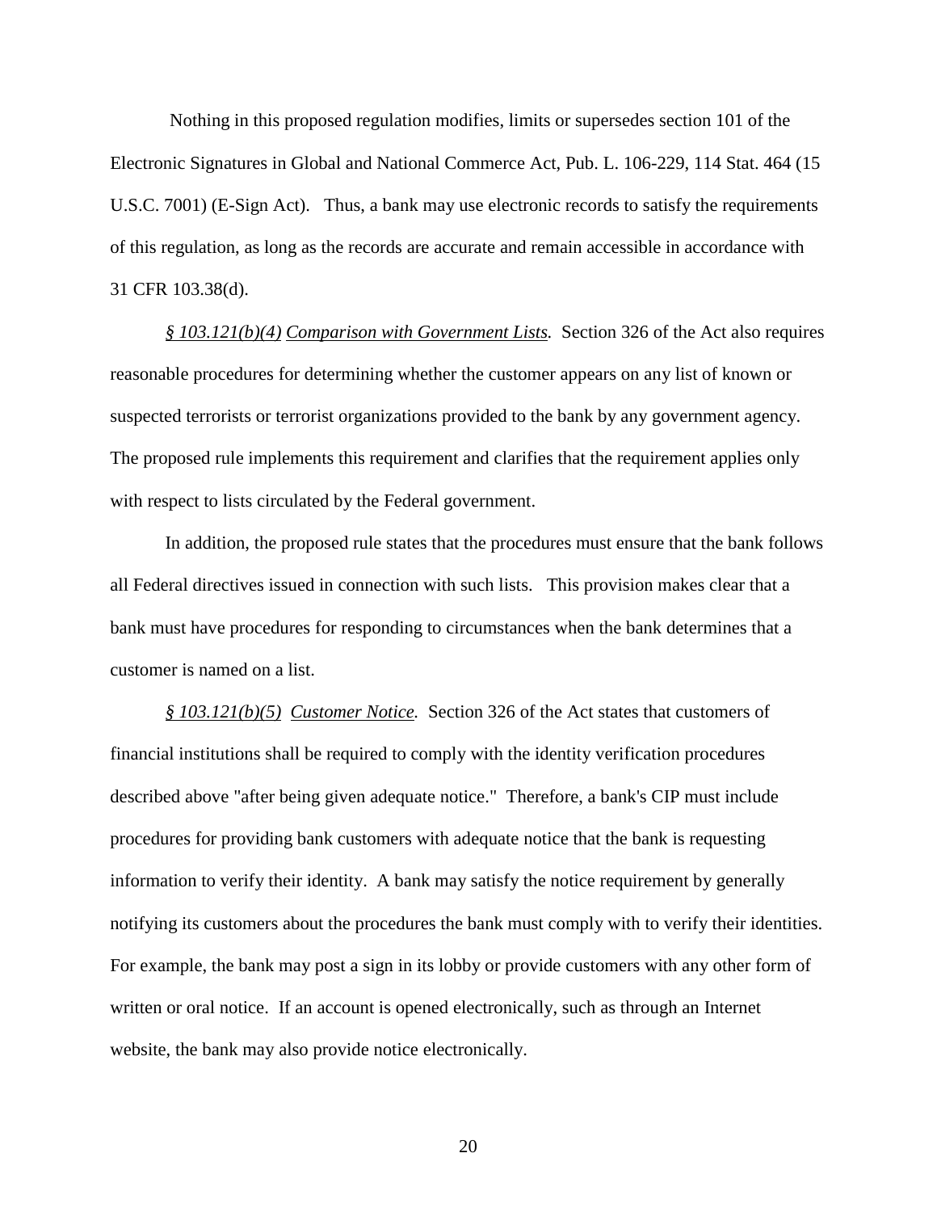Nothing in this proposed regulation modifies, limits or supersedes section 101 of the Electronic Signatures in Global and National Commerce Act, Pub. L. 106-229, 114 Stat. 464 (15 U.S.C. 7001) (E-Sign Act). Thus, a bank may use electronic records to satisfy the requirements of this regulation, as long as the records are accurate and remain accessible in accordance with 31 CFR 103.38(d).

*§ 103.121(b)(4) Comparison with Government Lists.* Section 326 of the Act also requires reasonable procedures for determining whether the customer appears on any list of known or suspected terrorists or terrorist organizations provided to the bank by any government agency. The proposed rule implements this requirement and clarifies that the requirement applies only with respect to lists circulated by the Federal government.

In addition, the proposed rule states that the procedures must ensure that the bank follows all Federal directives issued in connection with such lists. This provision makes clear that a bank must have procedures for responding to circumstances when the bank determines that a customer is named on a list.

*§ 103.121(b)(5) Customer Notice.* Section 326 of the Act states that customers of financial institutions shall be required to comply with the identity verification procedures described above "after being given adequate notice." Therefore, a bank's CIP must include procedures for providing bank customers with adequate notice that the bank is requesting information to verify their identity. A bank may satisfy the notice requirement by generally notifying its customers about the procedures the bank must comply with to verify their identities. For example, the bank may post a sign in its lobby or provide customers with any other form of written or oral notice. If an account is opened electronically, such as through an Internet website, the bank may also provide notice electronically.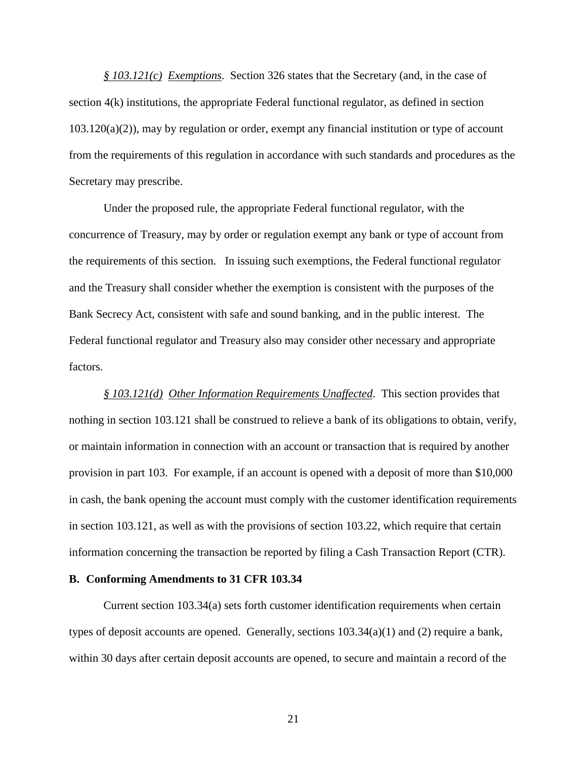*<u>§ 103.121(c)</u> <u>Exemptions</u>.* Section 326 states that the Secretary (and, in the case of section 4(k) institutions, the appropriate Federal functional regulator, as defined in section 103.120(a)(2)), may by regulation or order, exempt any financial institution or type of account from the requirements of this regulation in accordance with such standards and procedures as the Secretary may prescribe.

Under the proposed rule, the appropriate Federal functional regulator, with the concurrence of Treasury, may by order or regulation exempt any bank or type of account from the requirements of this section. In issuing such exemptions, the Federal functional regulator and the Treasury shall consider whether the exemption is consistent with the purposes of the Bank Secrecy Act, consistent with safe and sound banking, and in the public interest. The Federal functional regulator and Treasury also may consider other necessary and appropriate factors.

*<u>§ 103.121(d)</u> <u>Other Information Requirements Unaffected</u>.* This section provides that nothing in section 103.121 shall be construed to relieve a bank of its obligations to obtain, verify, or maintain information in connection with an account or transaction that is required by another provision in part 103. For example, if an account is opened with a deposit of more than $10,000 in cash, the bank opening the account must comply with the customer identification requirements in section 103.121, as well as with the provisions of section 103.22, which require that certain information concerning the transaction be reported by filing a Cash Transaction Report (CTR).

**B. Conforming Amendments to 31 CFR 103.34**

Current section 103.34(a) sets forth customer identification requirements when certain types of deposit accounts are opened. Generally, sections 103.34(a)(1) and (2) require a bank, within 30 days after certain deposit accounts are opened, to secure and maintain a record of the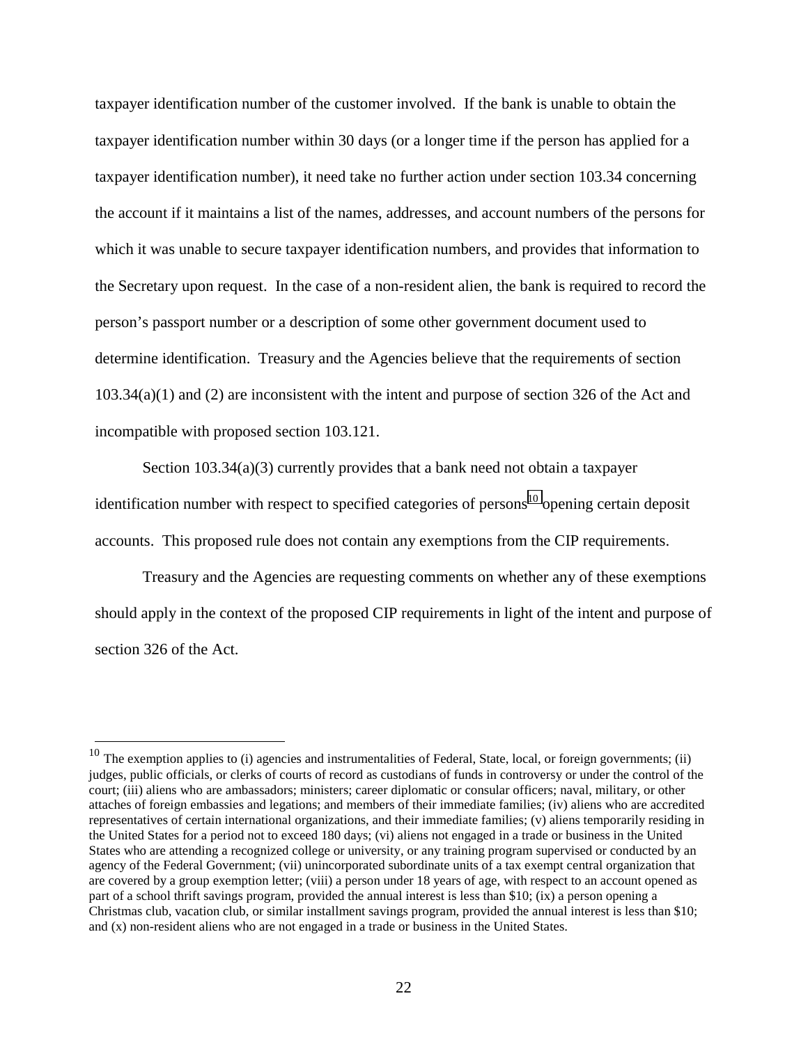taxpayer identification number of the customer involved. If the bank is unable to obtain the taxpayer identification number within 30 days (or a longer time if the person has applied for a taxpayer identification number), it need take no further action under section 103.34 concerning the account if it maintains a list of the names, addresses, and account numbers of the persons for which it was unable to secure taxpayer identification numbers, and provides that information to the Secretary upon request. In the case of a non-resident alien, the bank is required to record the person's passport number or a description of some other government document used to determine identification. Treasury and the Agencies believe that the requirements of section 103.34(a)(1) and (2) are inconsistent with the intent and purpose of section 326 of the Act and incompatible with proposed section 103.121.

Section 103.34(a)(3) currently provides that a bank need not obtain a taxpayer identification number with respect to specified categories of persons[10] opening certain deposit accounts. This proposed rule does not contain any exemptions from the CIP requirements.

Treasury and the Agencies are requesting comments on whether any of these exemptions should apply in the context of the proposed CIP requirements in light of the intent and purpose of section 326 of the Act.

---

[10] The exemption applies to (i) agencies and instrumentalities of Federal, State, local, or foreign governments; (ii) judges, public officials, or clerks of courts of record as custodians of funds in controversy or under the control of the court; (iii) aliens who are ambassadors; ministers; career diplomatic or consular officers; naval, military, or other attaches of foreign embassies and legations; and members of their immediate families; (iv) aliens who are accredited representatives of certain international organizations, and their immediate families; (v) aliens temporarily residing in the United States for a period not to exceed 180 days; (vi) aliens not engaged in a trade or business in the United States who are attending a recognized college or university, or any training program supervised or conducted by an agency of the Federal Government; (vii) unincorporated subordinate units of a tax exempt central organization that are covered by a group exemption letter; (viii) a person under 18 years of age, with respect to an account opened as part of a school thrift savings program, provided the annual interest is less than $10; (ix) a person opening a Christmas club, vacation club, or similar installment savings program, provided the annual interest is less than $10; and (x) non-resident aliens who are not engaged in a trade or business in the United States.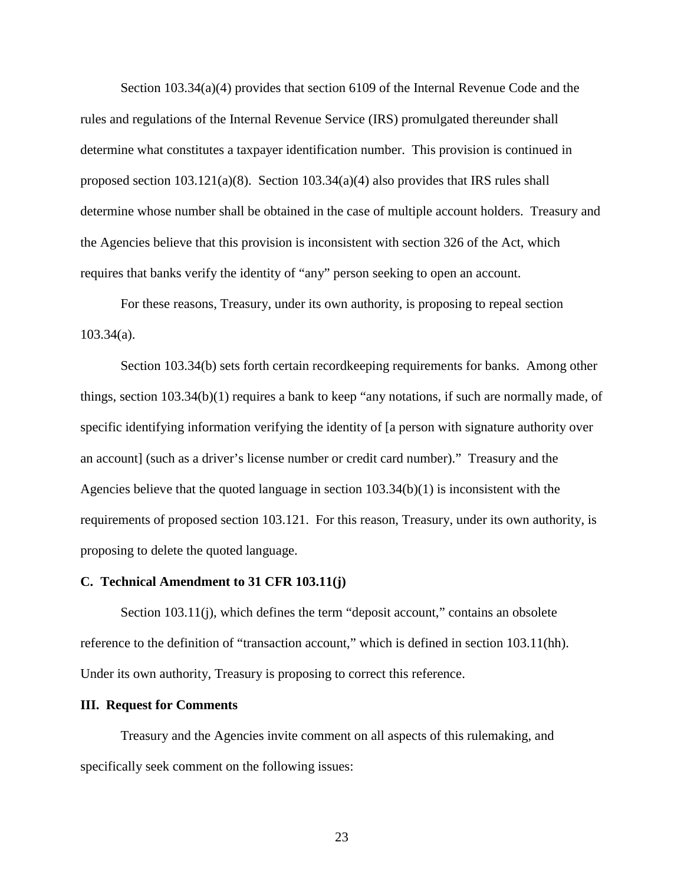Section 103.34(a)(4) provides that section 6109 of the Internal Revenue Code and the rules and regulations of the Internal Revenue Service (IRS) promulgated thereunder shall determine what constitutes a taxpayer identification number. This provision is continued in proposed section 103.121(a)(8). Section 103.34(a)(4) also provides that IRS rules shall determine whose number shall be obtained in the case of multiple account holders. Treasury and the Agencies believe that this provision is inconsistent with section 326 of the Act, which requires that banks verify the identity of "any" person seeking to open an account.

For these reasons, Treasury, under its own authority, is proposing to repeal section 103.34(a).

Section 103.34(b) sets forth certain recordkeeping requirements for banks. Among other things, section 103.34(b)(1) requires a bank to keep "any notations, if such are normally made, of specific identifying information verifying the identity of [a person with signature authority over an account] (such as a driver's license number or credit card number)." Treasury and the Agencies believe that the quoted language in section 103.34(b)(1) is inconsistent with the requirements of proposed section 103.121. For this reason, Treasury, under its own authority, is proposing to delete the quoted language.

**C. Technical Amendment to 31 CFR 103.11(j)**

Section 103.11(j), which defines the term "deposit account," contains an obsolete reference to the definition of "transaction account," which is defined in section 103.11(hh). Under its own authority, Treasury is proposing to correct this reference.

**III. Request for Comments**

Treasury and the Agencies invite comment on all aspects of this rulemaking, and specifically seek comment on the following issues: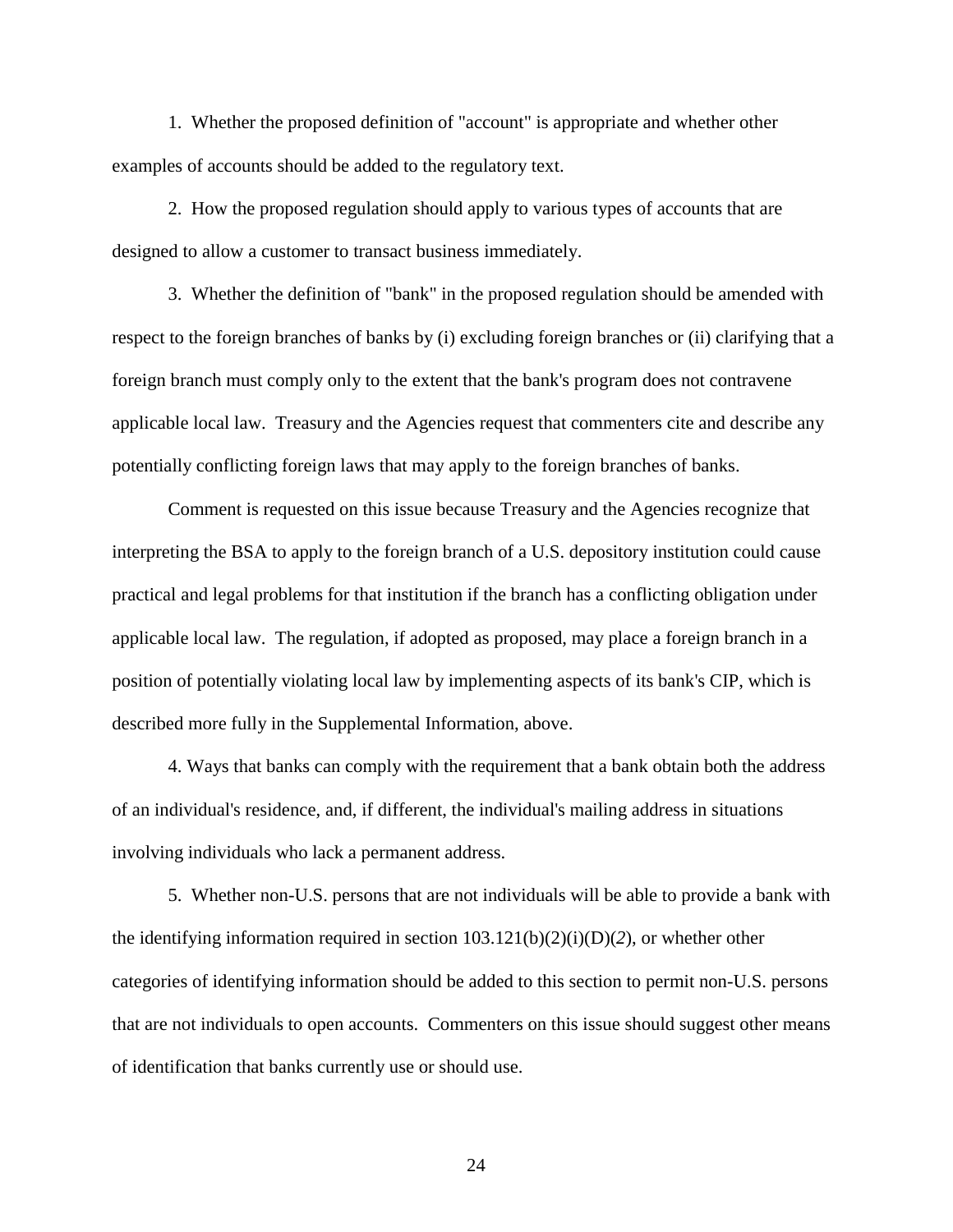1. Whether the proposed definition of "account" is appropriate and whether other examples of accounts should be added to the regulatory text.

2. How the proposed regulation should apply to various types of accounts that are designed to allow a customer to transact business immediately.

3. Whether the definition of "bank" in the proposed regulation should be amended with respect to the foreign branches of banks by (i) excluding foreign branches or (ii) clarifying that a foreign branch must comply only to the extent that the bank's program does not contravene applicable local law. Treasury and the Agencies request that commenters cite and describe any potentially conflicting foreign laws that may apply to the foreign branches of banks.

Comment is requested on this issue because Treasury and the Agencies recognize that interpreting the BSA to apply to the foreign branch of a U.S. depository institution could cause practical and legal problems for that institution if the branch has a conflicting obligation under applicable local law. The regulation, if adopted as proposed, may place a foreign branch in a position of potentially violating local law by implementing aspects of its bank's CIP, which is described more fully in the Supplemental Information, above.

4. Ways that banks can comply with the requirement that a bank obtain both the address of an individual's residence, and, if different, the individual's mailing address in situations involving individuals who lack a permanent address.

5. Whether non-U.S. persons that are not individuals will be able to provide a bank with the identifying information required in section 103.121(b)(2)(i)(D)(*2*), or whether other categories of identifying information should be added to this section to permit non-U.S. persons that are not individuals to open accounts. Commenters on this issue should suggest other means of identification that banks currently use or should use.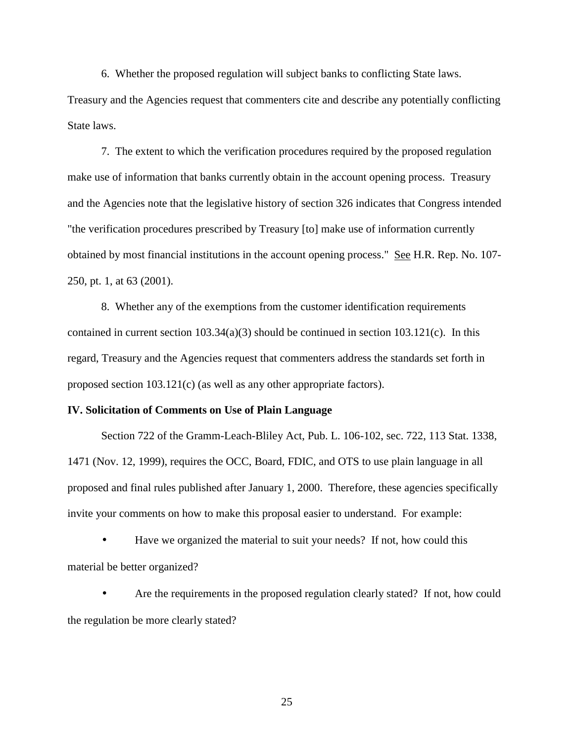6. Whether the proposed regulation will subject banks to conflicting State laws. Treasury and the Agencies request that commenters cite and describe any potentially conflicting State laws.

7. The extent to which the verification procedures required by the proposed regulation make use of information that banks currently obtain in the account opening process. Treasury and the Agencies note that the legislative history of section 326 indicates that Congress intended "the verification procedures prescribed by Treasury [to] make use of information currently obtained by most financial institutions in the account opening process." See H.R. Rep. No. 107-250, pt. 1, at 63 (2001).

8. Whether any of the exemptions from the customer identification requirements contained in current section 103.34(a)(3) should be continued in section 103.121(c). In this regard, Treasury and the Agencies request that commenters address the standards set forth in proposed section 103.121(c) (as well as any other appropriate factors).

**IV. Solicitation of Comments on Use of Plain Language**

Section 722 of the Gramm-Leach-Bliley Act, Pub. L. 106-102, sec. 722, 113 Stat. 1338, 1471 (Nov. 12, 1999), requires the OCC, Board, FDIC, and OTS to use plain language in all proposed and final rules published after January 1, 2000. Therefore, these agencies specifically invite your comments on how to make this proposal easier to understand. For example:

- Have we organized the material to suit your needs? If not, how could this material be better organized?

- Are the requirements in the proposed regulation clearly stated? If not, how could the regulation be more clearly stated?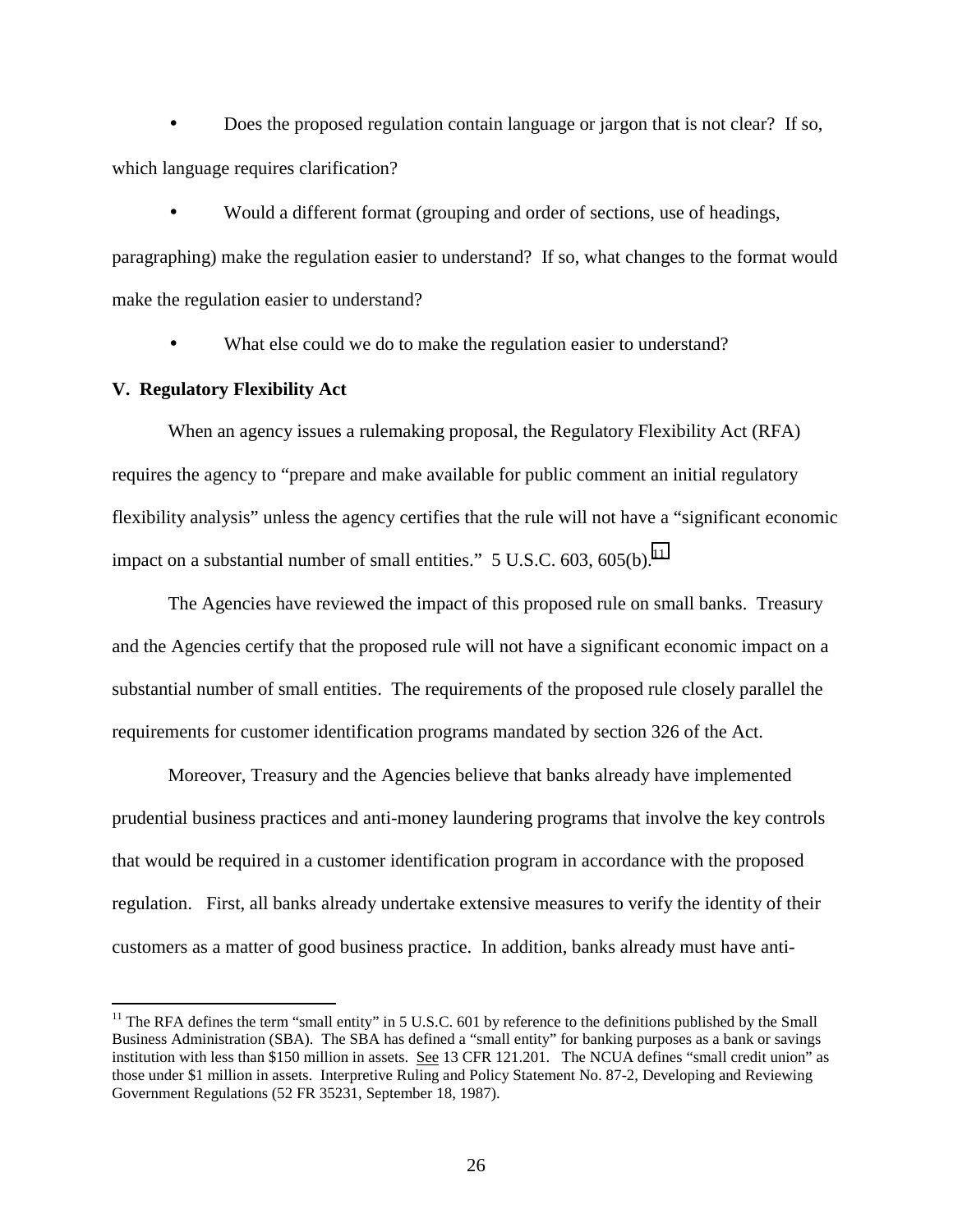- Does the proposed regulation contain language or jargon that is not clear? If so, which language requires clarification?

- Would a different format (grouping and order of sections, use of headings, paragraphing) make the regulation easier to understand? If so, what changes to the format would make the regulation easier to understand?

- What else could we do to make the regulation easier to understand?

**V. Regulatory Flexibility Act**

When an agency issues a rulemaking proposal, the Regulatory Flexibility Act (RFA) requires the agency to "prepare and make available for public comment an initial regulatory flexibility analysis" unless the agency certifies that the rule will not have a "significant economic impact on a substantial number of small entities." 5 U.S.C. 603, 605(b).[11]

The Agencies have reviewed the impact of this proposed rule on small banks. Treasury and the Agencies certify that the proposed rule will not have a significant economic impact on a substantial number of small entities. The requirements of the proposed rule closely parallel the requirements for customer identification programs mandated by section 326 of the Act.

Moreover, Treasury and the Agencies believe that banks already have implemented prudential business practices and anti-money laundering programs that involve the key controls that would be required in a customer identification program in accordance with the proposed regulation. First, all banks already undertake extensive measures to verify the identity of their customers as a matter of good business practice. In addition, banks already must have anti-

[11] The RFA defines the term "small entity" in 5 U.S.C. 601 by reference to the definitions published by the Small Business Administration (SBA). The SBA has defined a "small entity" for banking purposes as a bank or savings institution with less than $150 million in assets. See 13 CFR 121.201. The NCUA defines "small credit union" as those under $1 million in assets. Interpretive Ruling and Policy Statement No. 87-2, Developing and Reviewing Government Regulations (52 FR 35231, September 18, 1987).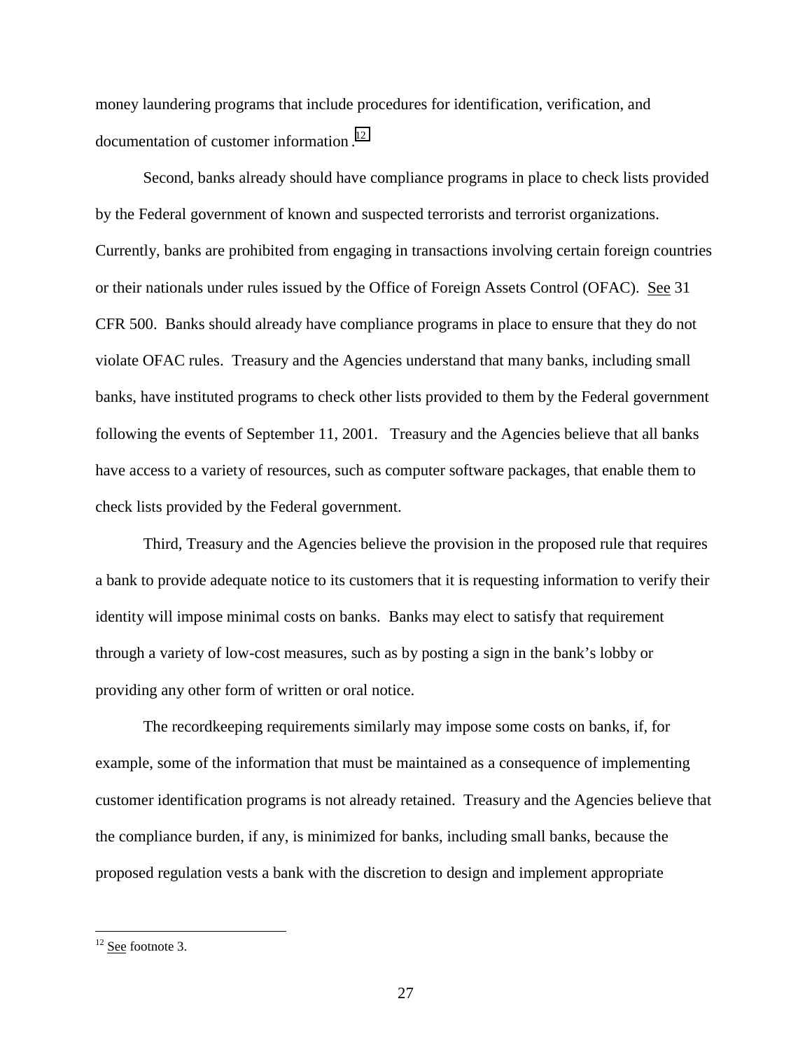money laundering programs that include procedures for identification, verification, and documentation of customer information.[12]

Second, banks already should have compliance programs in place to check lists provided by the Federal government of known and suspected terrorists and terrorist organizations. Currently, banks are prohibited from engaging in transactions involving certain foreign countries or their nationals under rules issued by the Office of Foreign Assets Control (OFAC). See 31 CFR 500. Banks should already have compliance programs in place to ensure that they do not violate OFAC rules. Treasury and the Agencies understand that many banks, including small banks, have instituted programs to check other lists provided to them by the Federal government following the events of September 11, 2001. Treasury and the Agencies believe that all banks have access to a variety of resources, such as computer software packages, that enable them to check lists provided by the Federal government.

Third, Treasury and the Agencies believe the provision in the proposed rule that requires a bank to provide adequate notice to its customers that it is requesting information to verify their identity will impose minimal costs on banks. Banks may elect to satisfy that requirement through a variety of low-cost measures, such as by posting a sign in the bank's lobby or providing any other form of written or oral notice.

The recordkeeping requirements similarly may impose some costs on banks, if, for example, some of the information that must be maintained as a consequence of implementing customer identification programs is not already retained. Treasury and the Agencies believe that the compliance burden, if any, is minimized for banks, including small banks, because the proposed regulation vests a bank with the discretion to design and implement appropriate

[12] See footnote 3.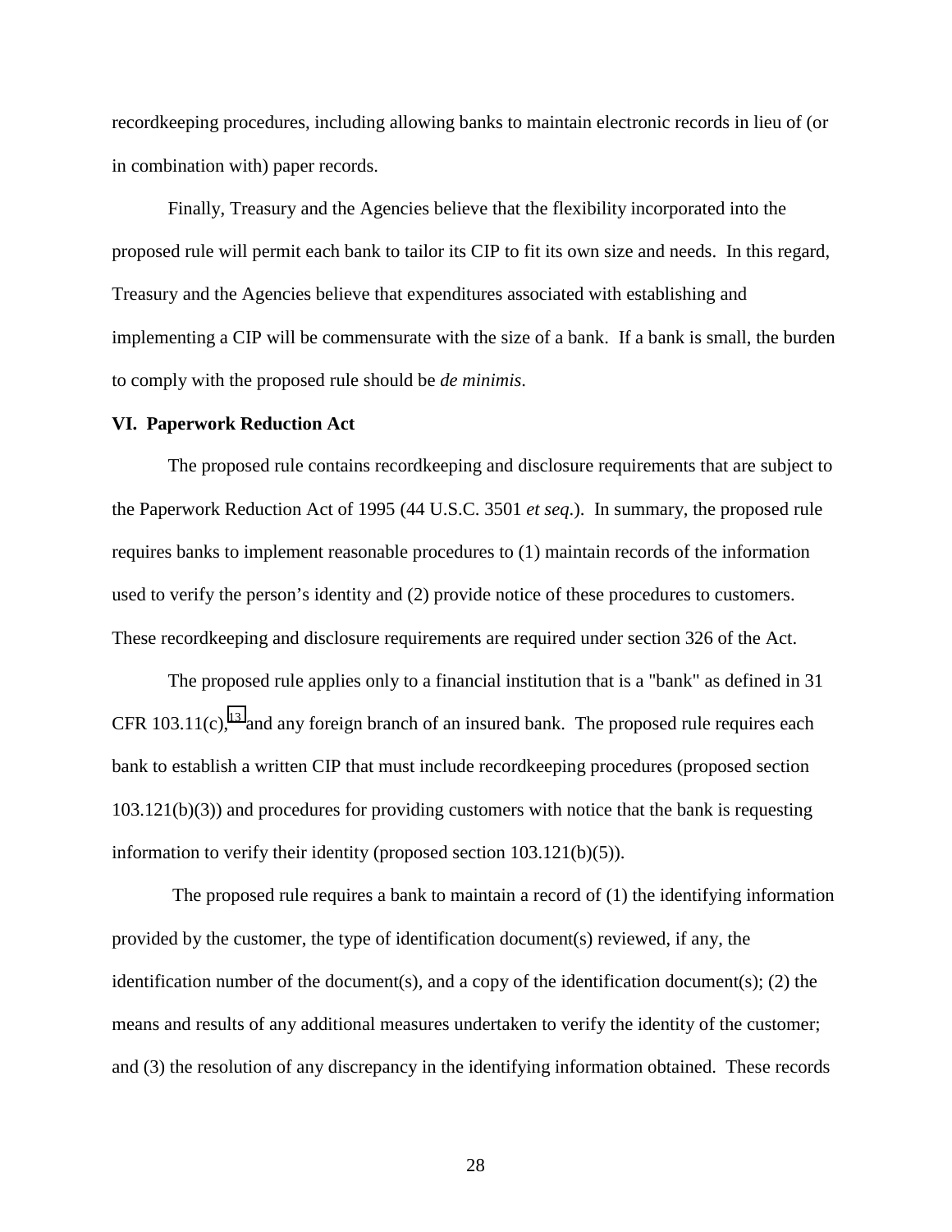recordkeeping procedures, including allowing banks to maintain electronic records in lieu of (or in combination with) paper records.

Finally, Treasury and the Agencies believe that the flexibility incorporated into the proposed rule will permit each bank to tailor its CIP to fit its own size and needs. In this regard, Treasury and the Agencies believe that expenditures associated with establishing and implementing a CIP will be commensurate with the size of a bank. If a bank is small, the burden to comply with the proposed rule should be *de minimis*.

**VI. Paperwork Reduction Act**

The proposed rule contains recordkeeping and disclosure requirements that are subject to the Paperwork Reduction Act of 1995 (44 U.S.C. 3501 *et seq*.). In summary, the proposed rule requires banks to implement reasonable procedures to (1) maintain records of the information used to verify the person's identity and (2) provide notice of these procedures to customers. These recordkeeping and disclosure requirements are required under section 326 of the Act.

The proposed rule applies only to a financial institution that is a "bank" as defined in 31 CFR 103.11(c),[13] and any foreign branch of an insured bank. The proposed rule requires each bank to establish a written CIP that must include recordkeeping procedures (proposed section 103.121(b)(3)) and procedures for providing customers with notice that the bank is requesting information to verify their identity (proposed section 103.121(b)(5)).

The proposed rule requires a bank to maintain a record of (1) the identifying information provided by the customer, the type of identification document(s) reviewed, if any, the identification number of the document(s), and a copy of the identification document(s); (2) the means and results of any additional measures undertaken to verify the identity of the customer; and (3) the resolution of any discrepancy in the identifying information obtained. These records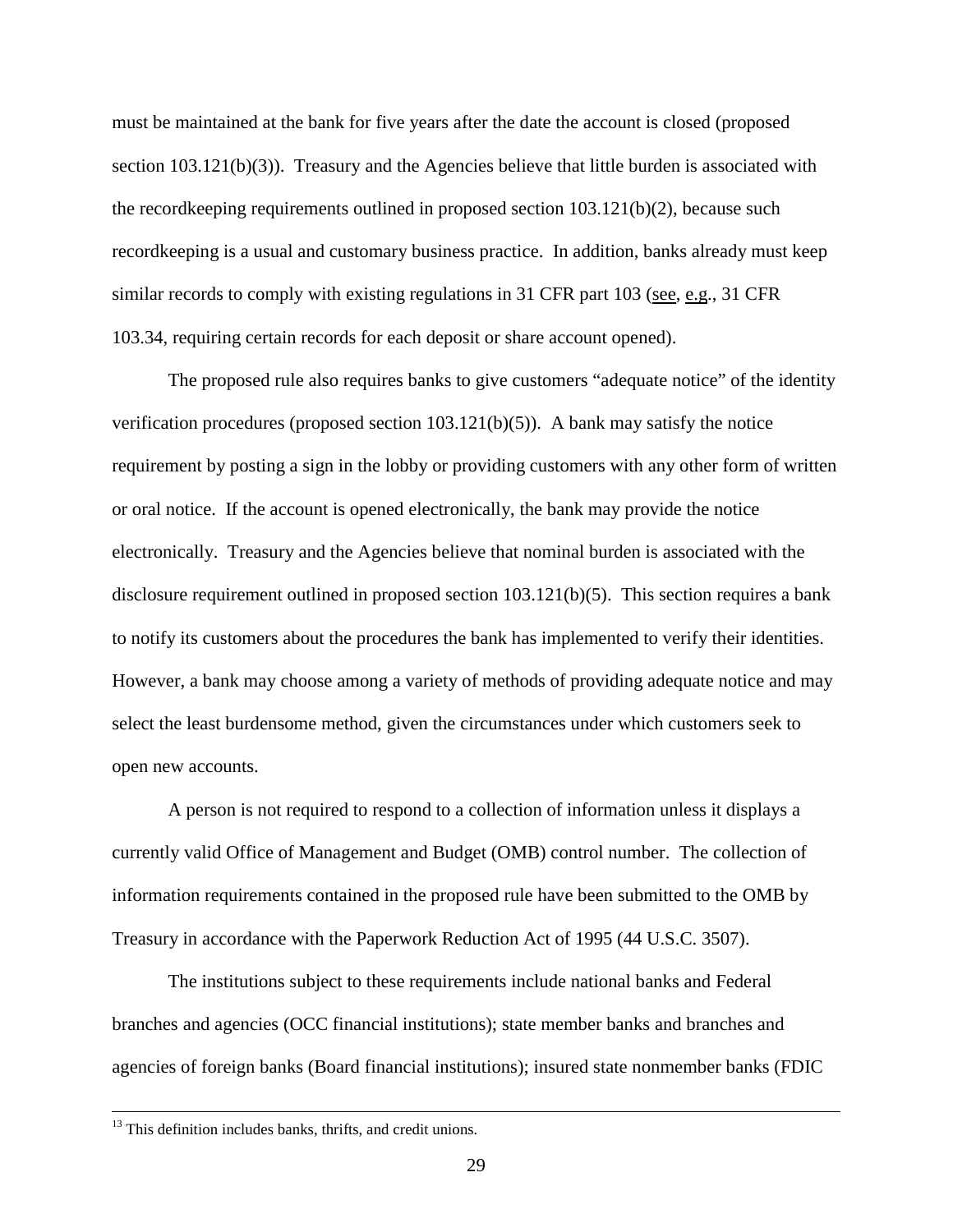must be maintained at the bank for five years after the date the account is closed (proposed section 103.121(b)(3)). Treasury and the Agencies believe that little burden is associated with the recordkeeping requirements outlined in proposed section 103.121(b)(2), because such recordkeeping is a usual and customary business practice. In addition, banks already must keep similar records to comply with existing regulations in 31 CFR part 103 (see, e.g., 31 CFR 103.34, requiring certain records for each deposit or share account opened).

The proposed rule also requires banks to give customers "adequate notice" of the identity verification procedures (proposed section 103.121(b)(5)). A bank may satisfy the notice requirement by posting a sign in the lobby or providing customers with any other form of written or oral notice. If the account is opened electronically, the bank may provide the notice electronically. Treasury and the Agencies believe that nominal burden is associated with the disclosure requirement outlined in proposed section 103.121(b)(5). This section requires a bank to notify its customers about the procedures the bank has implemented to verify their identities. However, a bank may choose among a variety of methods of providing adequate notice and may select the least burdensome method, given the circumstances under which customers seek to open new accounts.

A person is not required to respond to a collection of information unless it displays a currently valid Office of Management and Budget (OMB) control number. The collection of information requirements contained in the proposed rule have been submitted to the OMB by Treasury in accordance with the Paperwork Reduction Act of 1995 (44 U.S.C. 3507).

The institutions subject to these requirements include national banks and Federal branches and agencies (OCC financial institutions); state member banks and branches and agencies of foreign banks (Board financial institutions); insured state nonmember banks (FDIC

[13] This definition includes banks, thrifts, and credit unions.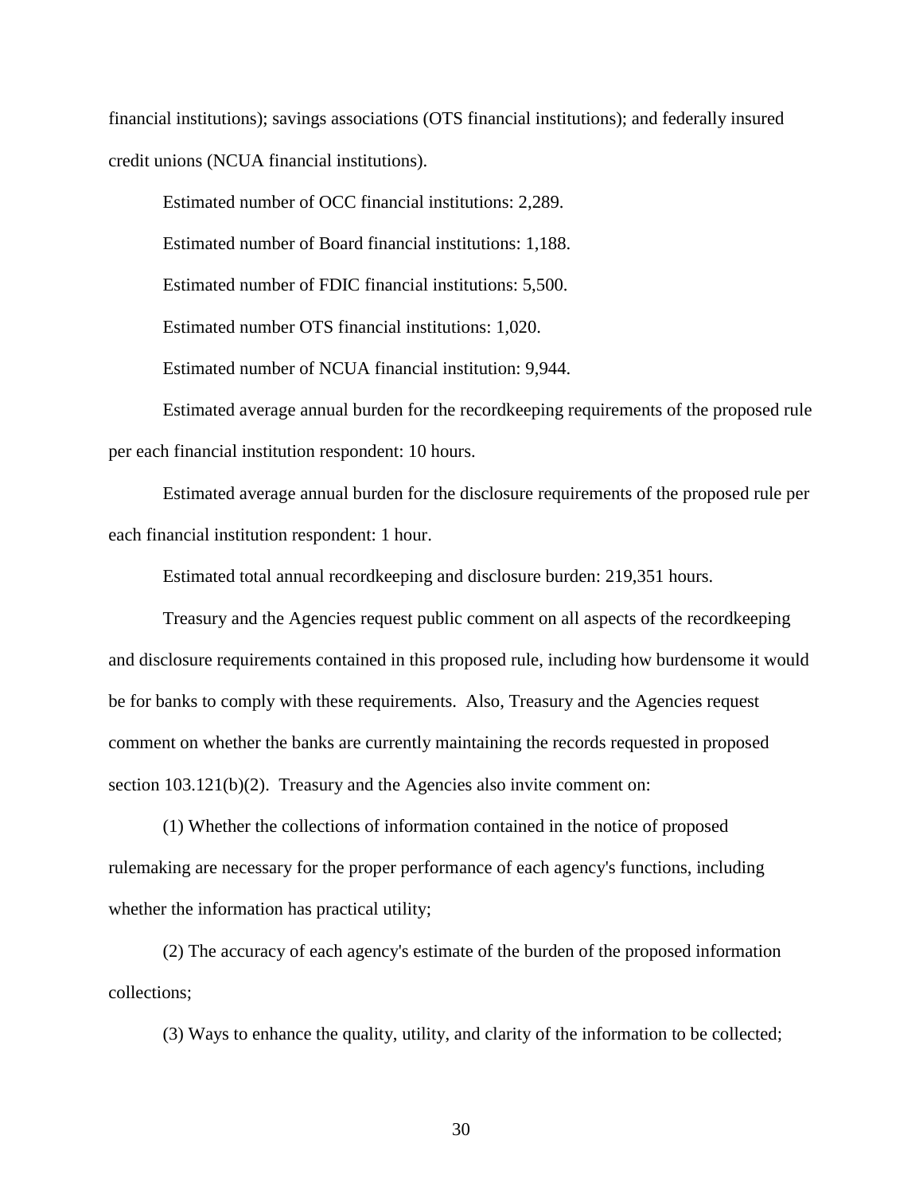financial institutions); savings associations (OTS financial institutions); and federally insured credit unions (NCUA financial institutions).

Estimated number of OCC financial institutions: 2,289.

Estimated number of Board financial institutions: 1,188.

Estimated number of FDIC financial institutions: 5,500.

Estimated number OTS financial institutions: 1,020.

Estimated number of NCUA financial institution: 9,944.

Estimated average annual burden for the recordkeeping requirements of the proposed rule per each financial institution respondent: 10 hours.

Estimated average annual burden for the disclosure requirements of the proposed rule per each financial institution respondent: 1 hour.

Estimated total annual recordkeeping and disclosure burden: 219,351 hours.

Treasury and the Agencies request public comment on all aspects of the recordkeeping and disclosure requirements contained in this proposed rule, including how burdensome it would be for banks to comply with these requirements. Also, Treasury and the Agencies request comment on whether the banks are currently maintaining the records requested in proposed section 103.121(b)(2). Treasury and the Agencies also invite comment on:

(1) Whether the collections of information contained in the notice of proposed rulemaking are necessary for the proper performance of each agency's functions, including whether the information has practical utility;

(2) The accuracy of each agency's estimate of the burden of the proposed information collections;

(3) Ways to enhance the quality, utility, and clarity of the information to be collected;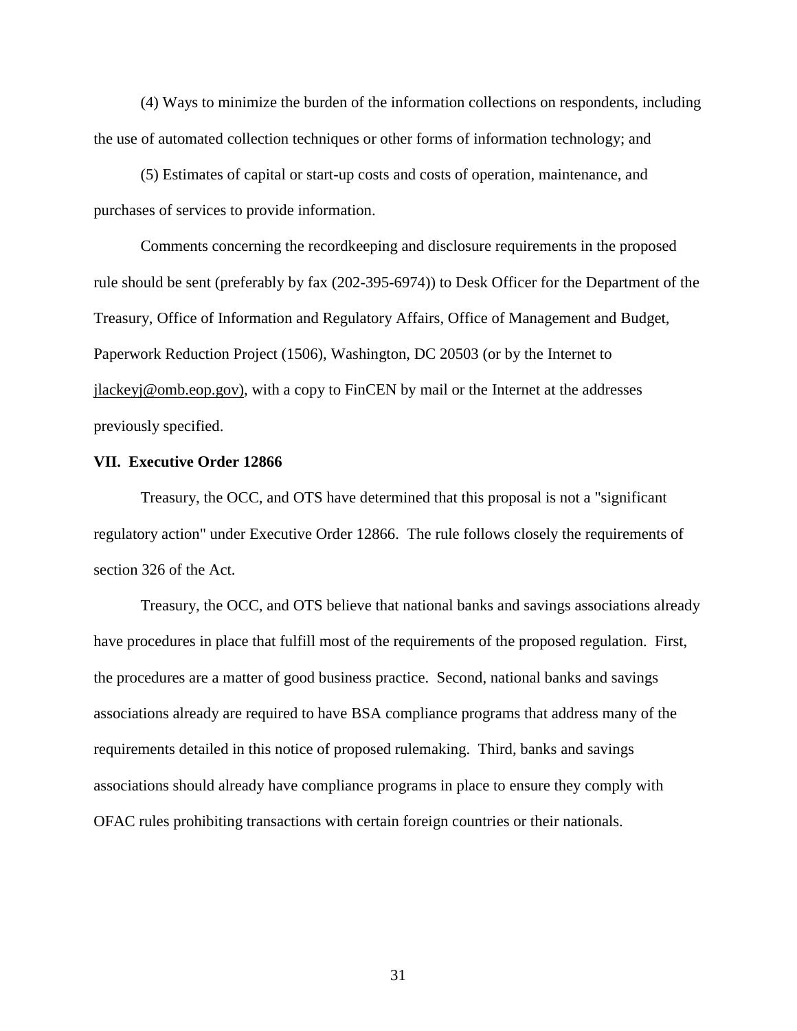(4) Ways to minimize the burden of the information collections on respondents, including the use of automated collection techniques or other forms of information technology; and

(5) Estimates of capital or start-up costs and costs of operation, maintenance, and purchases of services to provide information.

Comments concerning the recordkeeping and disclosure requirements in the proposed rule should be sent (preferably by fax (202-395-6974)) to Desk Officer for the Department of the Treasury, Office of Information and Regulatory Affairs, Office of Management and Budget, Paperwork Reduction Project (1506), Washington, DC 20503 (or by the Internet to jlackeyj@omb.eop.gov), with a copy to FinCEN by mail or the Internet at the addresses previously specified.

**VII. Executive Order 12866**

Treasury, the OCC, and OTS have determined that this proposal is not a "significant regulatory action" under Executive Order 12866. The rule follows closely the requirements of section 326 of the Act.

Treasury, the OCC, and OTS believe that national banks and savings associations already have procedures in place that fulfill most of the requirements of the proposed regulation. First, the procedures are a matter of good business practice. Second, national banks and savings associations already are required to have BSA compliance programs that address many of the requirements detailed in this notice of proposed rulemaking. Third, banks and savings associations should already have compliance programs in place to ensure they comply with OFAC rules prohibiting transactions with certain foreign countries or their nationals.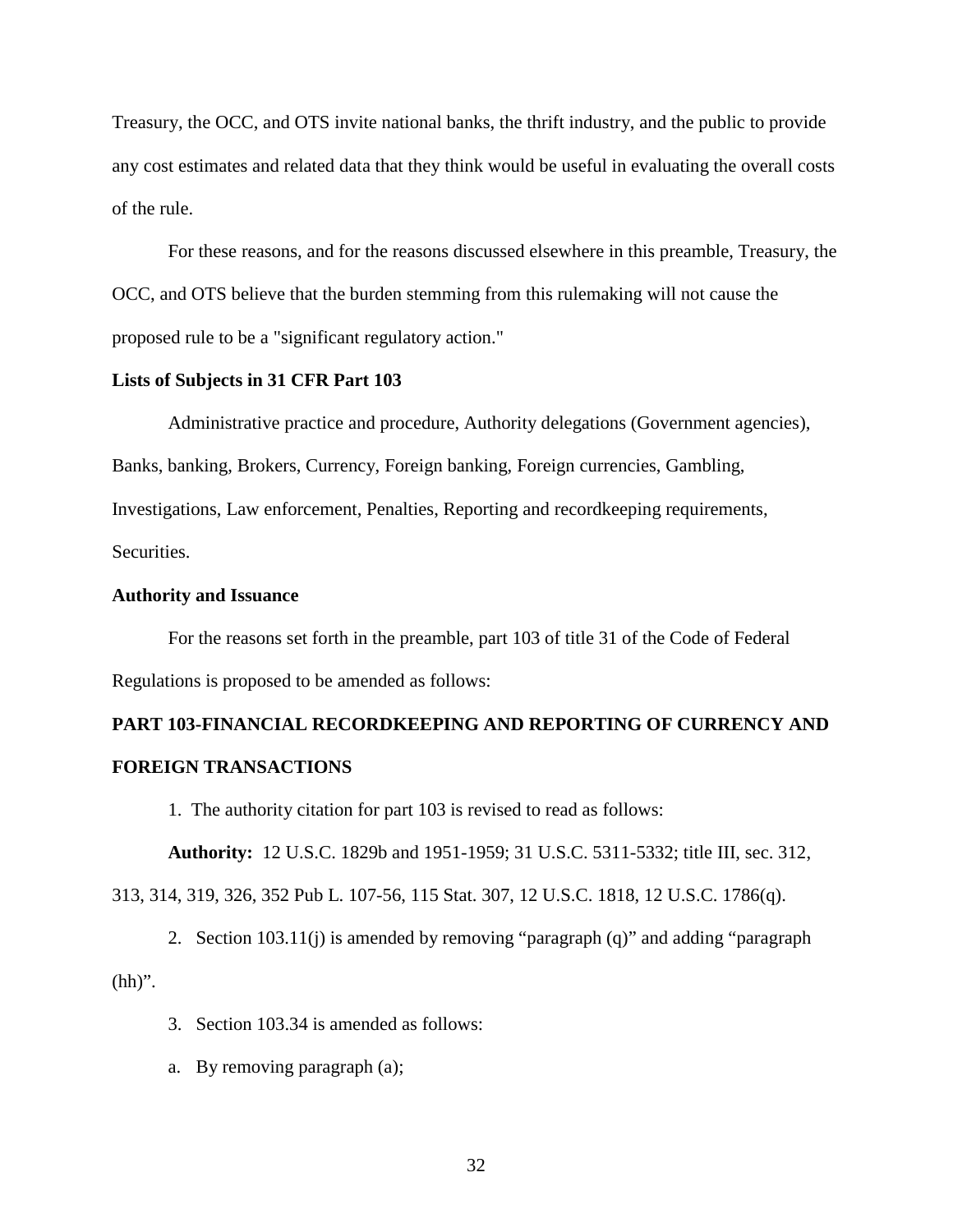Treasury, the OCC, and OTS invite national banks, the thrift industry, and the public to provide any cost estimates and related data that they think would be useful in evaluating the overall costs of the rule.

For these reasons, and for the reasons discussed elsewhere in this preamble, Treasury, the OCC, and OTS believe that the burden stemming from this rulemaking will not cause the proposed rule to be a "significant regulatory action."

**Lists of Subjects in 31 CFR Part 103**

Administrative practice and procedure, Authority delegations (Government agencies), Banks, banking, Brokers, Currency, Foreign banking, Foreign currencies, Gambling, Investigations, Law enforcement, Penalties, Reporting and recordkeeping requirements, Securities.

**Authority and Issuance**

For the reasons set forth in the preamble, part 103 of title 31 of the Code of Federal Regulations is proposed to be amended as follows:

**PART 103-FINANCIAL RECORDKEEPING AND REPORTING OF CURRENCY AND FOREIGN TRANSACTIONS**

1. The authority citation for part 103 is revised to read as follows:

**Authority:** 12 U.S.C. 1829b and 1951-1959; 31 U.S.C. 5311-5332; title III, sec. 312, 313, 314, 319, 326, 352 Pub L. 107-56, 115 Stat. 307, 12 U.S.C. 1818, 12 U.S.C. 1786(q).

2. Section 103.11(j) is amended by removing "paragraph (q)" and adding "paragraph (hh)".

3. Section 103.34 is amended as follows:

a. By removing paragraph (a);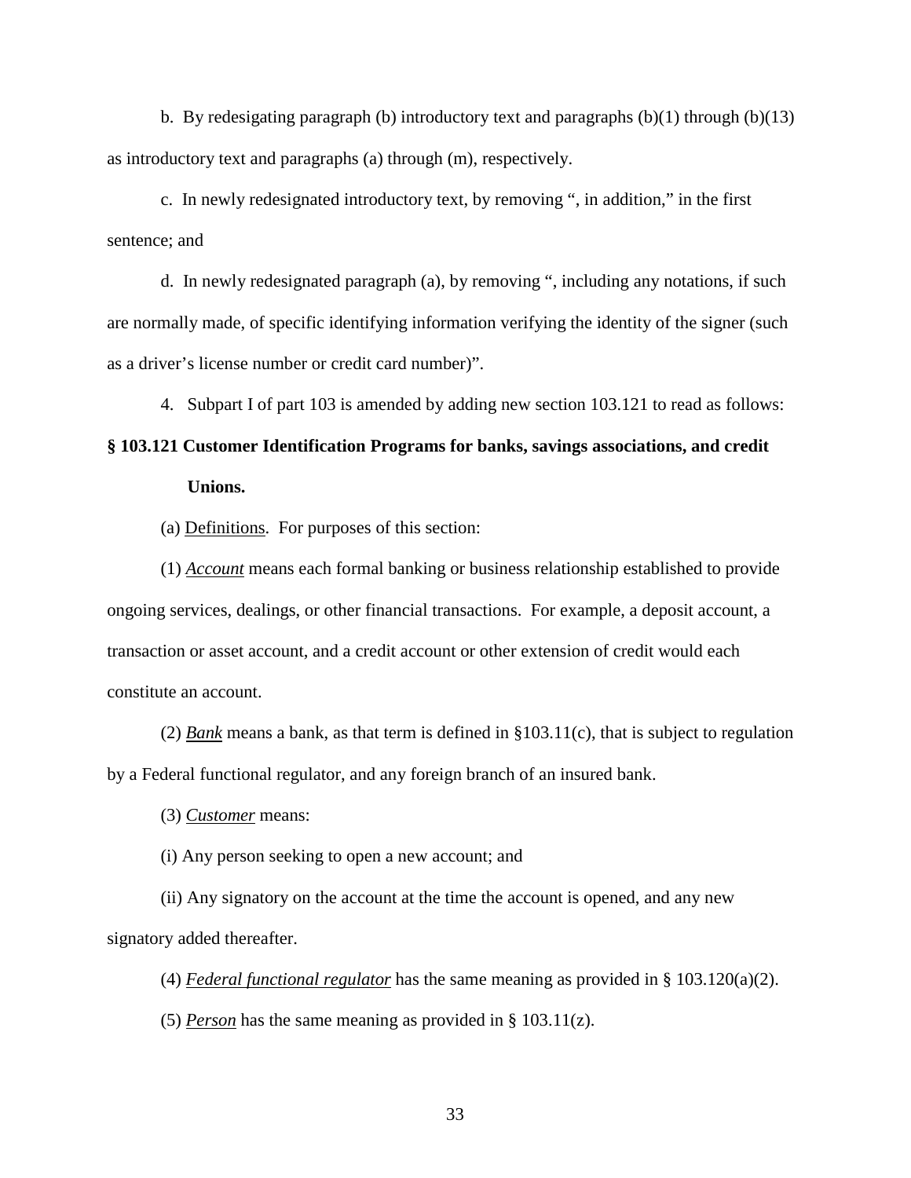b. By redesigating paragraph (b) introductory text and paragraphs (b)(1) through (b)(13) as introductory text and paragraphs (a) through (m), respectively.

c. In newly redesignated introductory text, by removing ", in addition," in the first sentence; and

d. In newly redesignated paragraph (a), by removing ", including any notations, if such are normally made, of specific identifying information verifying the identity of the signer (such as a driver's license number or credit card number)".

4. Subpart I of part 103 is amended by adding new section 103.121 to read as follows:

**§ 103.121 Customer Identification Programs for banks, savings associations, and credit Unions.**

(a) Definitions. For purposes of this section:

(1) ***Account*** means each formal banking or business relationship established to provide ongoing services, dealings, or other financial transactions. For example, a deposit account, a transaction or asset account, and a credit account or other extension of credit would each constitute an account.

(2) ***Bank*** means a bank, as that term is defined in §103.11(c), that is subject to regulation by a Federal functional regulator, and any foreign branch of an insured bank.

(3) ***Customer*** means:

(i) Any person seeking to open a new account; and

(ii) Any signatory on the account at the time the account is opened, and any new signatory added thereafter.

(4) ***Federal functional regulator*** has the same meaning as provided in § 103.120(a)(2).

(5) ***Person*** has the same meaning as provided in § 103.11(z).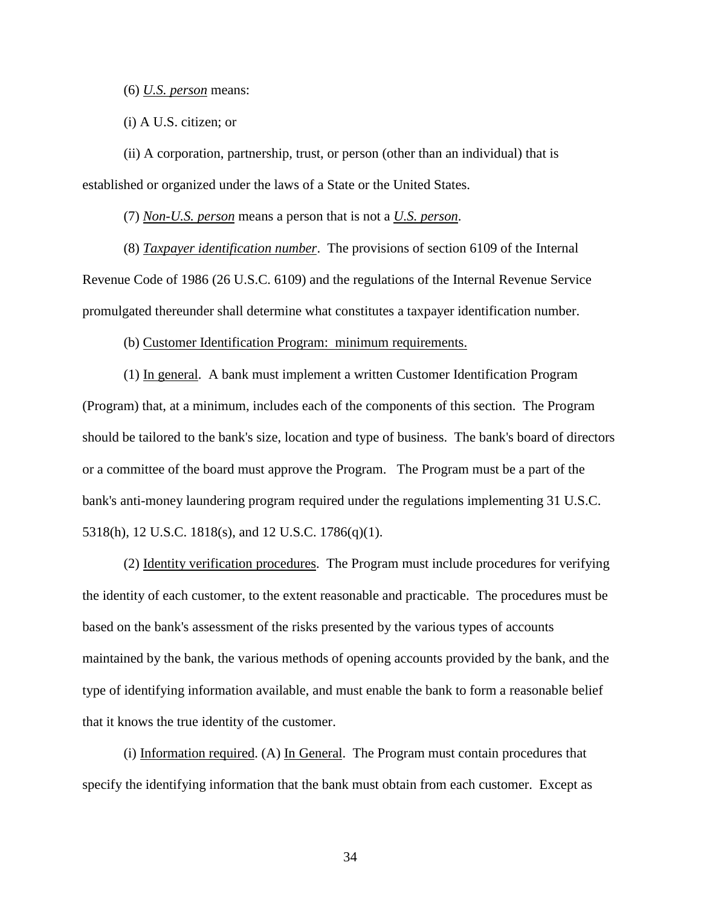(6) *U.S. person* means:

(i) A U.S. citizen; or

(ii) A corporation, partnership, trust, or person (other than an individual) that is established or organized under the laws of a State or the United States.

(7) *Non-U.S. person* means a person that is not a *U.S. person*.

(8) *Taxpayer identification number*. The provisions of section 6109 of the Internal Revenue Code of 1986 (26 U.S.C. 6109) and the regulations of the Internal Revenue Service promulgated thereunder shall determine what constitutes a taxpayer identification number.

(b) Customer Identification Program: minimum requirements.

(1) In general. A bank must implement a written Customer Identification Program (Program) that, at a minimum, includes each of the components of this section. The Program should be tailored to the bank's size, location and type of business. The bank's board of directors or a committee of the board must approve the Program. The Program must be a part of the bank's anti-money laundering program required under the regulations implementing 31 U.S.C. 5318(h), 12 U.S.C. 1818(s), and 12 U.S.C. 1786(q)(1).

(2) Identity verification procedures. The Program must include procedures for verifying the identity of each customer, to the extent reasonable and practicable. The procedures must be based on the bank's assessment of the risks presented by the various types of accounts maintained by the bank, the various methods of opening accounts provided by the bank, and the type of identifying information available, and must enable the bank to form a reasonable belief that it knows the true identity of the customer.

(i) Information required. (A) In General. The Program must contain procedures that specify the identifying information that the bank must obtain from each customer. Except as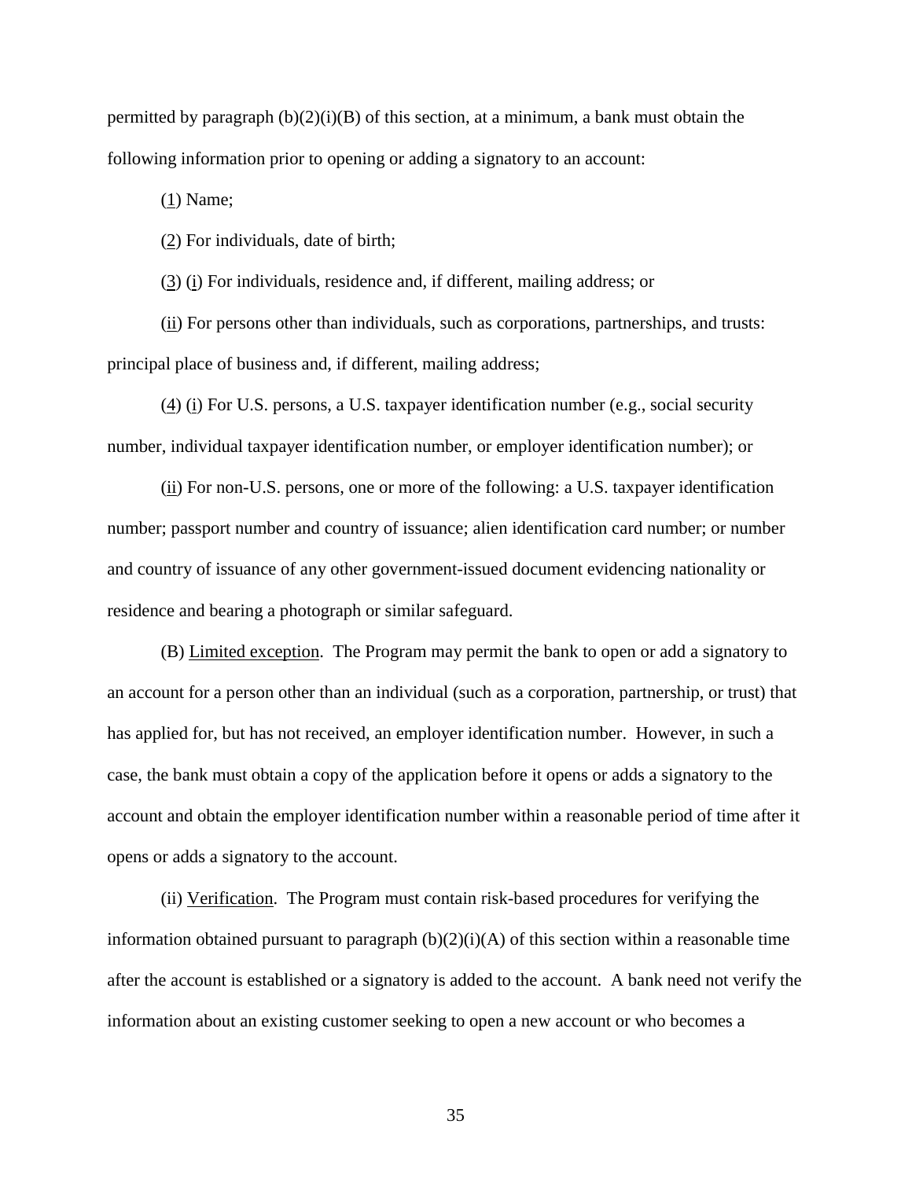permitted by paragraph (b)(2)(i)(B) of this section, at a minimum, a bank must obtain the following information prior to opening or adding a signatory to an account:

(1) Name;

(2) For individuals, date of birth;

(3) (i) For individuals, residence and, if different, mailing address; or

(ii) For persons other than individuals, such as corporations, partnerships, and trusts: principal place of business and, if different, mailing address;

(4) (i) For U.S. persons, a U.S. taxpayer identification number (e.g., social security number, individual taxpayer identification number, or employer identification number); or

(ii) For non-U.S. persons, one or more of the following: a U.S. taxpayer identification number; passport number and country of issuance; alien identification card number; or number and country of issuance of any other government-issued document evidencing nationality or residence and bearing a photograph or similar safeguard.

(B) Limited exception. The Program may permit the bank to open or add a signatory to an account for a person other than an individual (such as a corporation, partnership, or trust) that has applied for, but has not received, an employer identification number. However, in such a case, the bank must obtain a copy of the application before it opens or adds a signatory to the account and obtain the employer identification number within a reasonable period of time after it opens or adds a signatory to the account.

(ii) Verification. The Program must contain risk-based procedures for verifying the information obtained pursuant to paragraph (b)(2)(i)(A) of this section within a reasonable time after the account is established or a signatory is added to the account. A bank need not verify the information about an existing customer seeking to open a new account or who becomes a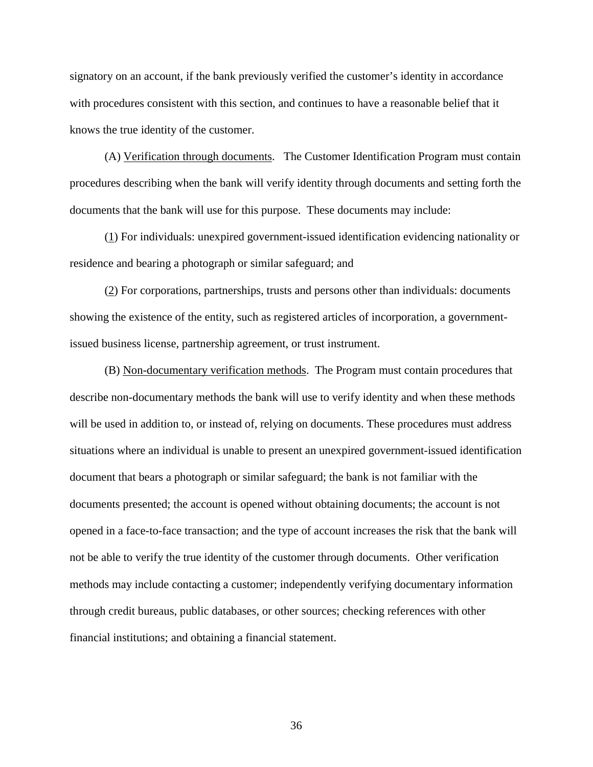signatory on an account, if the bank previously verified the customer's identity in accordance with procedures consistent with this section, and continues to have a reasonable belief that it knows the true identity of the customer.

(A) Verification through documents. The Customer Identification Program must contain procedures describing when the bank will verify identity through documents and setting forth the documents that the bank will use for this purpose. These documents may include:

(1) For individuals: unexpired government-issued identification evidencing nationality or residence and bearing a photograph or similar safeguard; and

(2) For corporations, partnerships, trusts and persons other than individuals: documents showing the existence of the entity, such as registered articles of incorporation, a government-issued business license, partnership agreement, or trust instrument.

(B) Non-documentary verification methods. The Program must contain procedures that describe non-documentary methods the bank will use to verify identity and when these methods will be used in addition to, or instead of, relying on documents. These procedures must address situations where an individual is unable to present an unexpired government-issued identification document that bears a photograph or similar safeguard; the bank is not familiar with the documents presented; the account is opened without obtaining documents; the account is not opened in a face-to-face transaction; and the type of account increases the risk that the bank will not be able to verify the true identity of the customer through documents. Other verification methods may include contacting a customer; independently verifying documentary information through credit bureaus, public databases, or other sources; checking references with other financial institutions; and obtaining a financial statement.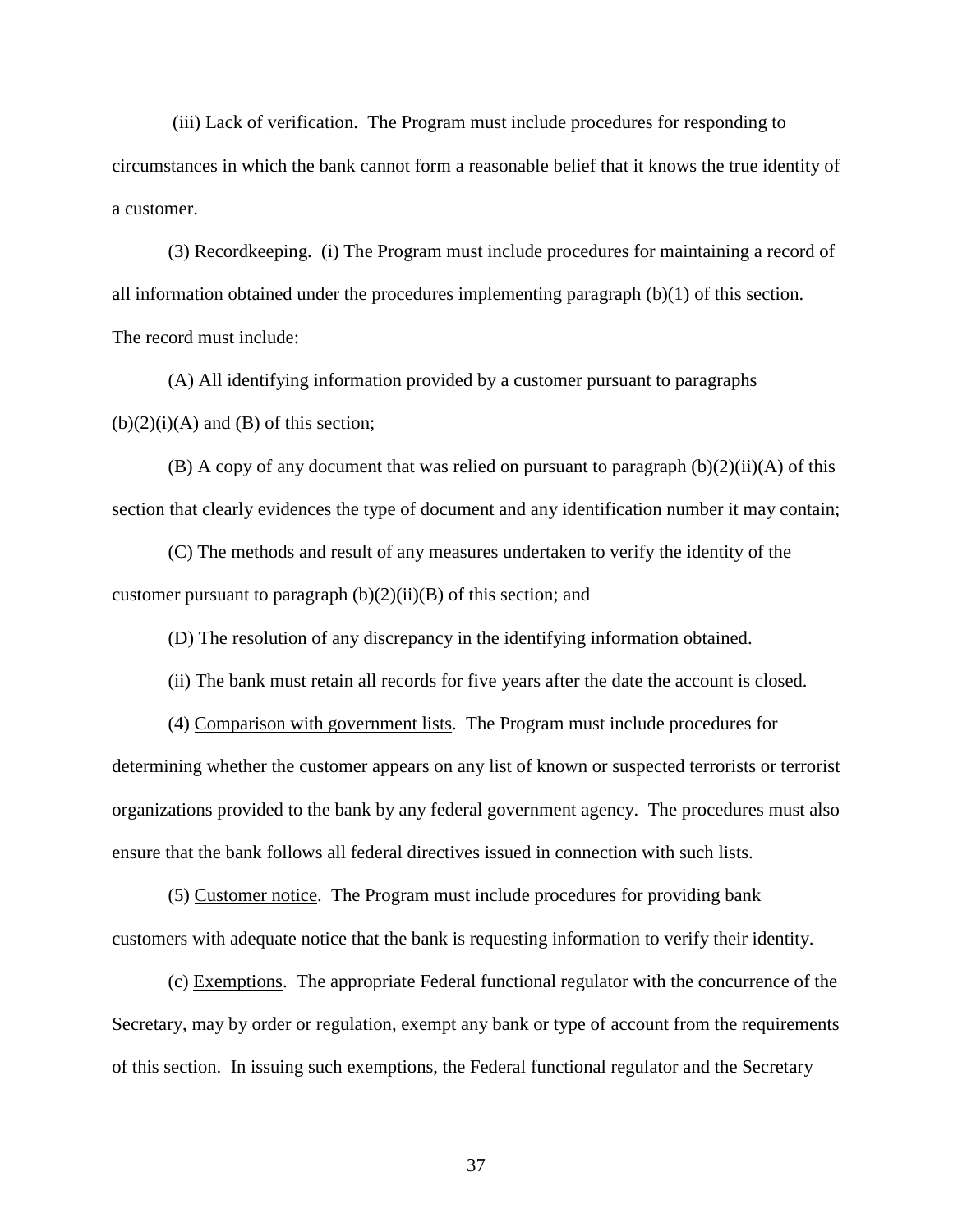(iii) Lack of verification. The Program must include procedures for responding to circumstances in which the bank cannot form a reasonable belief that it knows the true identity of a customer.

(3) Recordkeeping. (i) The Program must include procedures for maintaining a record of all information obtained under the procedures implementing paragraph (b)(1) of this section. The record must include:

(A) All identifying information provided by a customer pursuant to paragraphs (b)(2)(i)(A) and (B) of this section;

(B) A copy of any document that was relied on pursuant to paragraph (b)(2)(ii)(A) of this section that clearly evidences the type of document and any identification number it may contain;

(C) The methods and result of any measures undertaken to verify the identity of the customer pursuant to paragraph (b)(2)(ii)(B) of this section; and

(D) The resolution of any discrepancy in the identifying information obtained.

(ii) The bank must retain all records for five years after the date the account is closed.

(4) Comparison with government lists. The Program must include procedures for determining whether the customer appears on any list of known or suspected terrorists or terrorist organizations provided to the bank by any federal government agency. The procedures must also ensure that the bank follows all federal directives issued in connection with such lists.

(5) Customer notice. The Program must include procedures for providing bank customers with adequate notice that the bank is requesting information to verify their identity.

(c) Exemptions. The appropriate Federal functional regulator with the concurrence of the Secretary, may by order or regulation, exempt any bank or type of account from the requirements of this section. In issuing such exemptions, the Federal functional regulator and the Secretary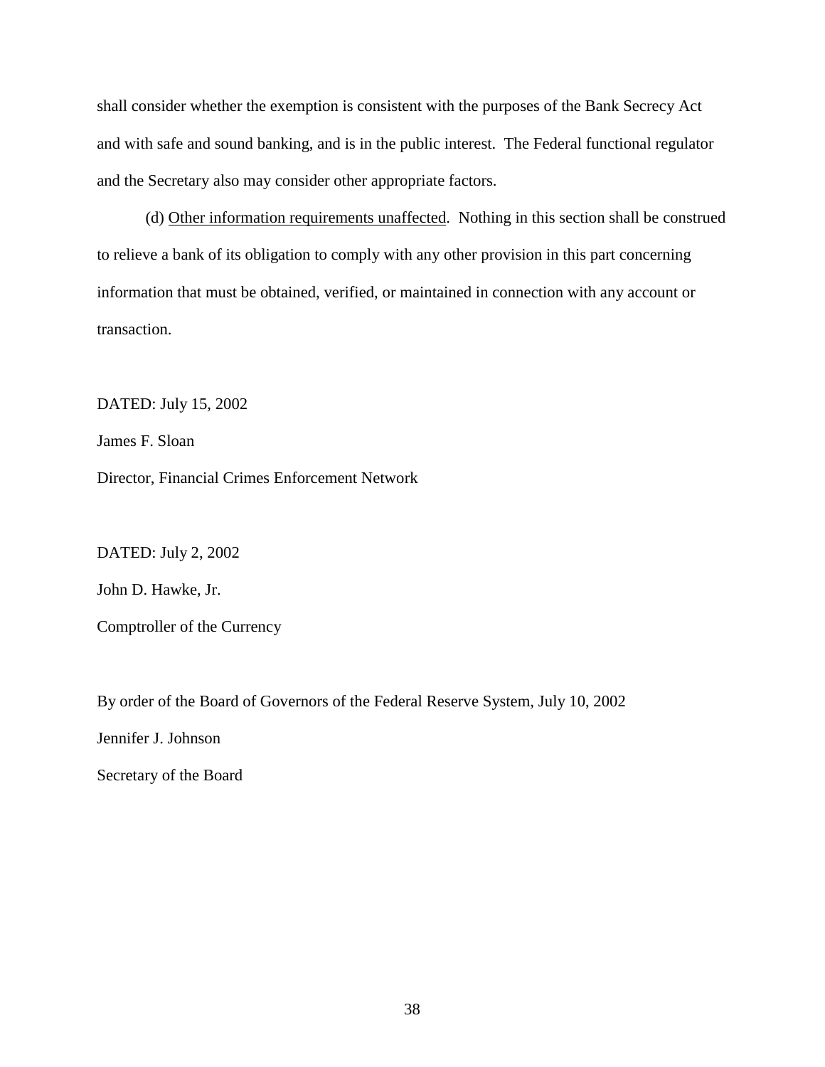shall consider whether the exemption is consistent with the purposes of the Bank Secrecy Act and with safe and sound banking, and is in the public interest. The Federal functional regulator and the Secretary also may consider other appropriate factors.

(d) Other information requirements unaffected. Nothing in this section shall be construed to relieve a bank of its obligation to comply with any other provision in this part concerning information that must be obtained, verified, or maintained in connection with any account or transaction.

DATED: July 15, 2002

James F. Sloan

Director, Financial Crimes Enforcement Network

DATED: July 2, 2002

John D. Hawke, Jr.

Comptroller of the Currency

By order of the Board of Governors of the Federal Reserve System, July 10, 2002

Jennifer J. Johnson

Secretary of the Board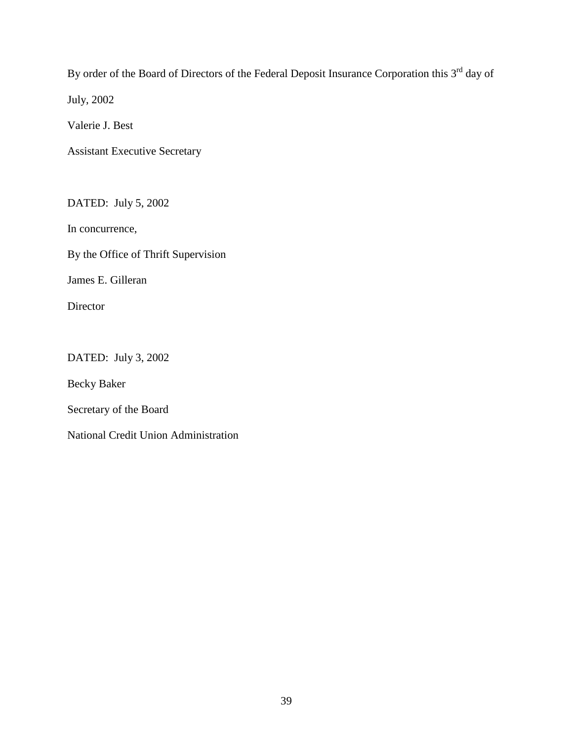By order of the Board of Directors of the Federal Deposit Insurance Corporation this 3rd day of

July, 2002

Valerie J. Best

Assistant Executive Secretary

DATED: July 5, 2002

In concurrence,

By the Office of Thrift Supervision

James E. Gilleran

Director

DATED: July 3, 2002

Becky Baker

Secretary of the Board

National Credit Union Administration